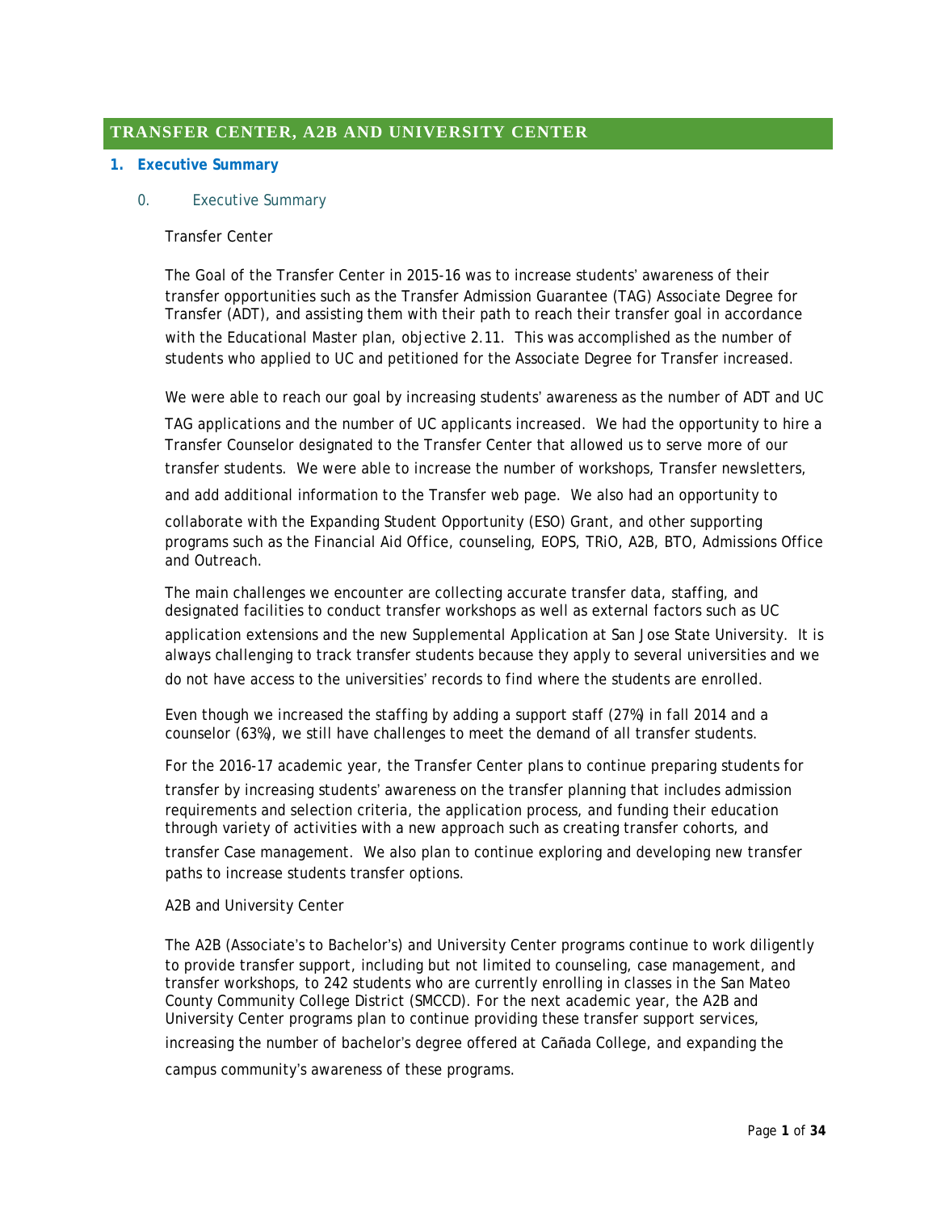# TRANSFER CENTER, A2B AND UNIVERSITY CENTER

## 1. Executive Summary

### 0. Executive Summary

Transfer Center

The Goal of the Transfer Center in 2015-16 was to increase students' awareness of their transfer opportunities such as the Transfer Admission Guarantee (TAG) Associate Degree for Transfer (ADT), and assisting them with their path to reach their transfer goal in accordance with the Educational Master plan, objective 2.11. This was accomplished as the number of students who applied to UC and petitioned for the Associate Degree for Transfer increased.

We were able to reach our goal by increasing students' awareness as the number of ADT and UC TAG applications and the number of UC applicants increased. We had the opportunity to hire a Transfer Counselor designated to the Transfer Center that allowed us to serve more of our transfer students. We were able to increase the number of workshops, Transfer newsletters, and add additional information to the Transfer web page. We also had an opportunity to collaborate with the Expanding Student Opportunity (ESO) Grant, and other supporting programs such as the Financial Aid Office, counseling, EOPS, TRiO, A2B, BTO, Admissions Office and Outreach.

The main challenges we encounter are collecting accurate transfer data, staffing, and designated facilities to conduct transfer workshops as well as external factors such as UC application extensions and the new Supplemental Application at San Jose State University. It is always challenging to track transfer students because they apply to several universities and we do not have access to the universities' records to find where the students are enrolled.

Even though we increased the staffing by adding a support staff (27%) in fall 2014 and a counselor (63%), we still have challenges to meet the demand of all transfer students.

For the 2016-17 academic year, the Transfer Center plans to continue preparing students for transfer by increasing students' awareness on the transfer planning that includes admission requirements and selection criteria, the application process, and funding their education through variety of activities with a new approach such as creating transfer cohorts, and transfer Case management. We also plan to continue exploring and developing new transfer paths to increase students transfer options.

A2B and University Center

The A2B (Associate's to Bachelor's) and University Center programs continue to work diligently to provide transfer support, including but not limited to counseling, case management, and transfer workshops, to 242 students who are currently enrolling in classes in the San Mateo County Community College District (SMCCD). For the next academic year, the A2B and University Center programs plan to continue providing these transfer support services, increasing the number of bachelor's degree offered at Cañada College, and expanding the campus community's awareness of these programs.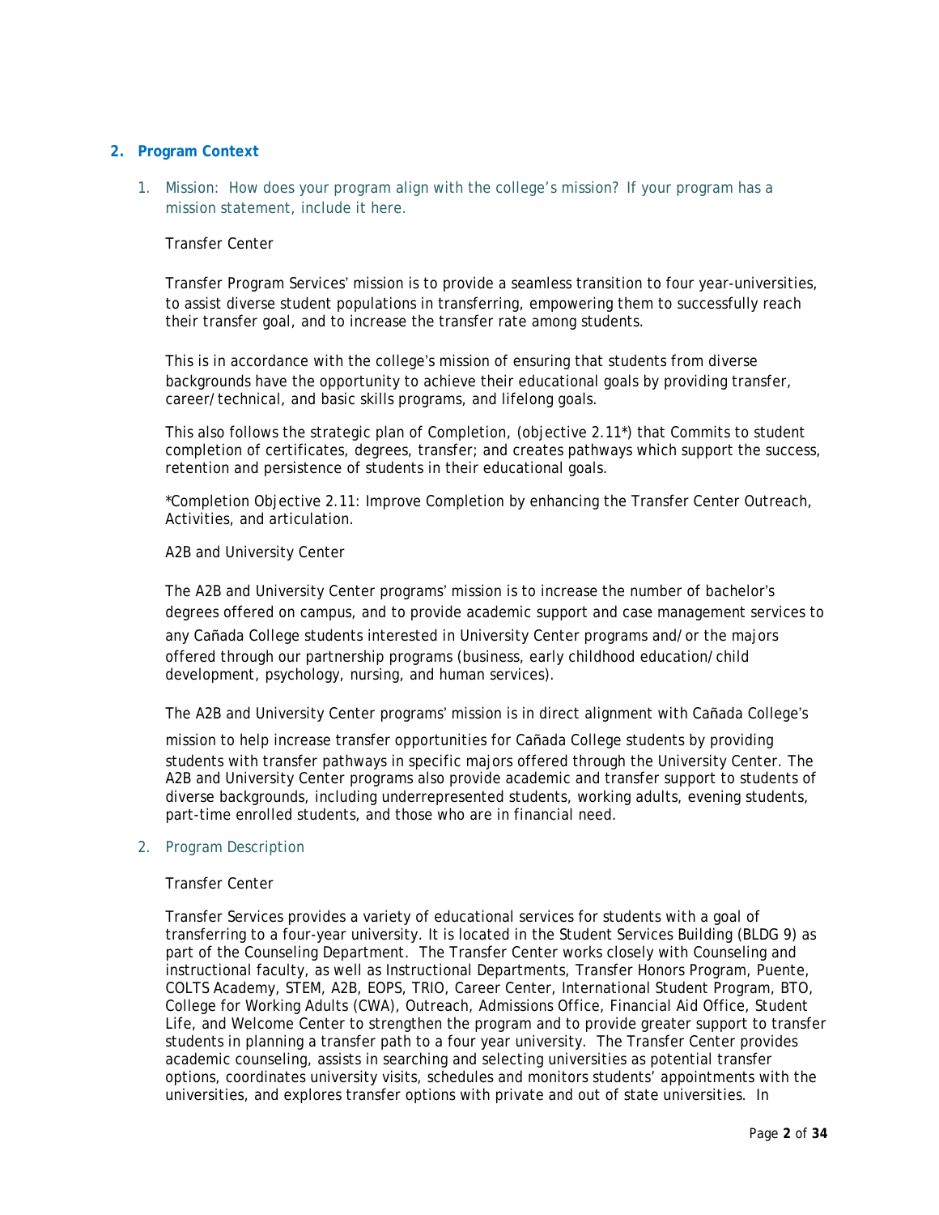## 2. Program Context

### 1. Mission: How does your program align with the college's mission? If your program has a mission statement, include it here.

Transfer Center

Transfer Program Services' mission is to provide a seamless transition to four year-universities, to assist diverse student populations in transferring, empowering them to successfully reach their transfer goal, and to increase the transfer rate among students.

This is in accordance with the college's mission of ensuring that students from diverse backgrounds have the opportunity to achieve their educational goals by providing transfer, career/technical, and basic skills programs, and lifelong goals.

This also follows the strategic plan of Completion, (objective 2.11*) that Commits to student completion of certificates, degrees, transfer; and creates pathways which support the success, retention and persistence of students in their educational goals.

*Completion Objective 2.11: Improve Completion by enhancing the Transfer Center Outreach, Activities, and articulation.

A2B and University Center

The A2B and University Center programs' mission is to increase the number of bachelor's degrees offered on campus, and to provide academic support and case management services to any Cañada College students interested in University Center programs and/or the majors offered through our partnership programs (business, early childhood education/child development, psychology, nursing, and human services).

The A2B and University Center programs' mission is in direct alignment with Cañada College's mission to help increase transfer opportunities for Cañada College students by providing students with transfer pathways in specific majors offered through the University Center. The A2B and University Center programs also provide academic and transfer support to students of diverse backgrounds, including underrepresented students, working adults, evening students, part-time enrolled students, and those who are in financial need.

### 2. Program Description

Transfer Center

Transfer Services provides a variety of educational services for students with a goal of transferring to a four-year university. It is located in the Student Services Building (BLDG 9) as part of the Counseling Department. The Transfer Center works closely with Counseling and instructional faculty, as well as Instructional Departments, Transfer Honors Program, Puente, COLTS Academy, STEM, A2B, EOPS, TRIO, Career Center, International Student Program, BTO, College for Working Adults (CWA), Outreach, Admissions Office, Financial Aid Office, Student Life, and Welcome Center to strengthen the program and to provide greater support to transfer students in planning a transfer path to a four year university. The Transfer Center provides academic counseling, assists in searching and selecting universities as potential transfer options, coordinates university visits, schedules and monitors students' appointments with the universities, and explores transfer options with private and out of state universities. In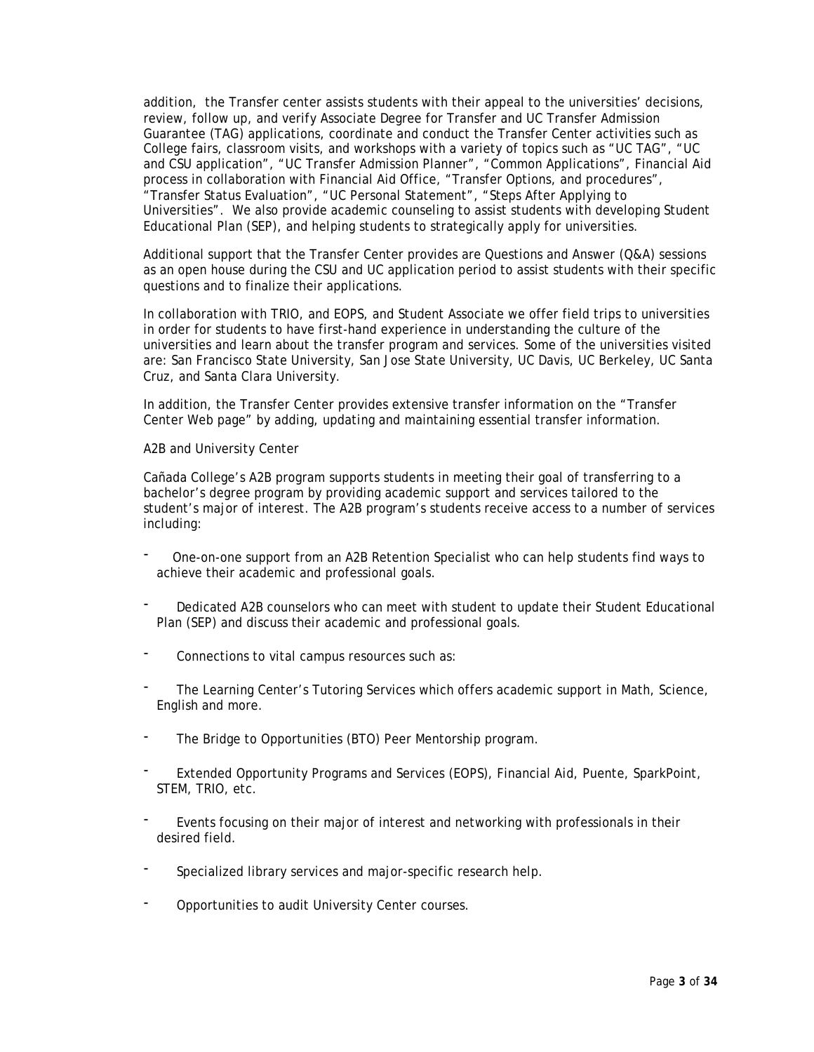addition, the Transfer center assists students with their appeal to the universities' decisions, review, follow up, and verify Associate Degree for Transfer and UC Transfer Admission Guarantee (TAG) applications, coordinate and conduct the Transfer Center activities such as College fairs, classroom visits, and workshops with a variety of topics such as "UC TAG", "UC and CSU application", "UC Transfer Admission Planner", "Common Applications", Financial Aid process in collaboration with Financial Aid Office, "Transfer Options, and procedures", "Transfer Status Evaluation", "UC Personal Statement", "Steps After Applying to Universities". We also provide academic counseling to assist students with developing Student Educational Plan (SEP), and helping students to strategically apply for universities.

Additional support that the Transfer Center provides are Questions and Answer (Q&A) sessions as an open house during the CSU and UC application period to assist students with their specific questions and to finalize their applications.

In collaboration with TRIO, and EOPS, and Student Associate we offer field trips to universities in order for students to have first-hand experience in understanding the culture of the universities and learn about the transfer program and services. Some of the universities visited are: San Francisco State University, San Jose State University, UC Davis, UC Berkeley, UC Santa Cruz, and Santa Clara University.

In addition, the Transfer Center provides extensive transfer information on the "Transfer Center Web page" by adding, updating and maintaining essential transfer information.

A2B and University Center

Cañada College's A2B program supports students in meeting their goal of transferring to a bachelor's degree program by providing academic support and services tailored to the student's major of interest. The A2B program's students receive access to a number of services including:

- One-on-one support from an A2B Retention Specialist who can help students find ways to achieve their academic and professional goals.
- Dedicated A2B counselors who can meet with student to update their Student Educational Plan (SEP) and discuss their academic and professional goals.
- Connections to vital campus resources such as:
- The Learning Center's Tutoring Services which offers academic support in Math, Science, English and more.
- The Bridge to Opportunities (BTO) Peer Mentorship program.
- Extended Opportunity Programs and Services (EOPS), Financial Aid, Puente, SparkPoint, STEM, TRIO, etc.
- Events focusing on their major of interest and networking with professionals in their desired field.
- Specialized library services and major-specific research help.
- Opportunities to audit University Center courses.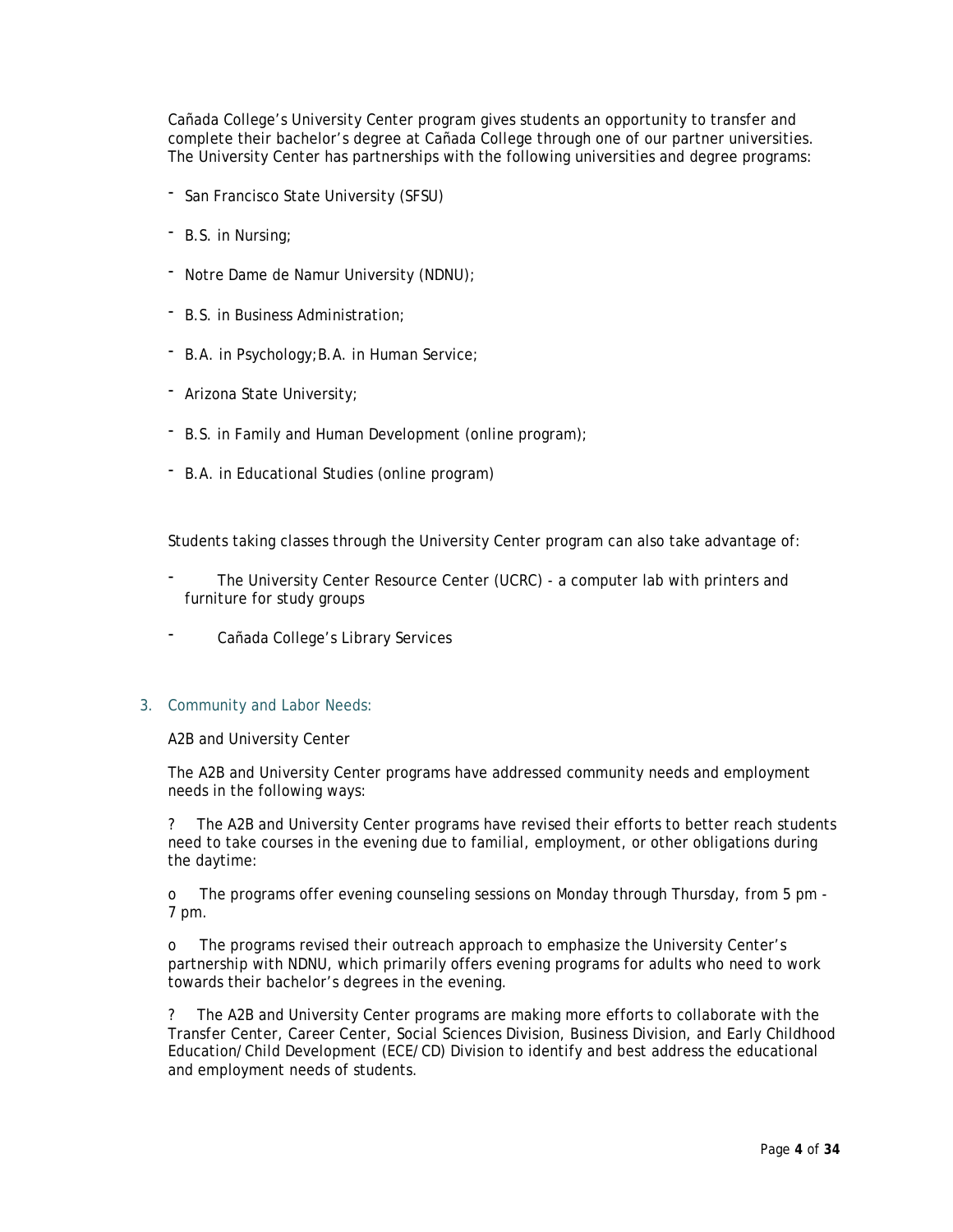Cañada College's University Center program gives students an opportunity to transfer and complete their bachelor's degree at Cañada College through one of our partner universities. The University Center has partnerships with the following universities and degree programs:

- San Francisco State University (SFSU)
- B.S. in Nursing;
- Notre Dame de Namur University (NDNU);
- B.S. in Business Administration;
- B.A. in Psychology;B.A. in Human Service;
- Arizona State University;
- B.S. in Family and Human Development (online program);
- B.A. in Educational Studies (online program)

Students taking classes through the University Center program can also take advantage of:

- The University Center Resource Center (UCRC) - a computer lab with printers and furniture for study groups
- Cañada College's Library Services

3. Community and Labor Needs:

A2B and University Center

The A2B and University Center programs have addressed community needs and employment needs in the following ways:

? The A2B and University Center programs have revised their efforts to better reach students need to take courses in the evening due to familial, employment, or other obligations during the daytime:

o The programs offer evening counseling sessions on Monday through Thursday, from 5 pm - 7 pm.

o The programs revised their outreach approach to emphasize the University Center's partnership with NDNU, which primarily offers evening programs for adults who need to work towards their bachelor's degrees in the evening.

? The A2B and University Center programs are making more efforts to collaborate with the Transfer Center, Career Center, Social Sciences Division, Business Division, and Early Childhood Education/Child Development (ECE/CD) Division to identify and best address the educational and employment needs of students.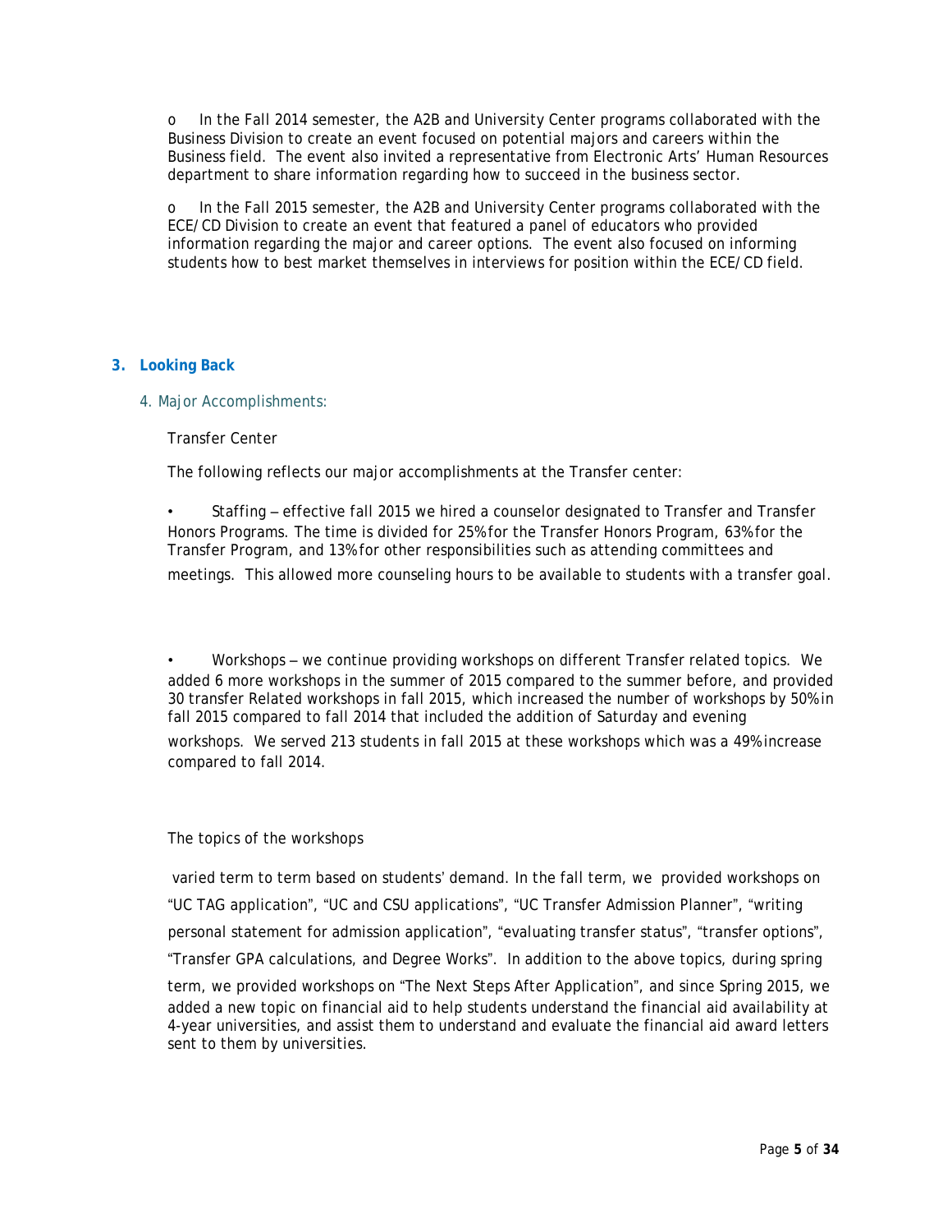- In the Fall 2014 semester, the A2B and University Center programs collaborated with the Business Division to create an event focused on potential majors and careers within the Business field. The event also invited a representative from Electronic Arts' Human Resources department to share information regarding how to succeed in the business sector.

- In the Fall 2015 semester, the A2B and University Center programs collaborated with the ECE/CD Division to create an event that featured a panel of educators who provided information regarding the major and career options. The event also focused on informing students how to best market themselves in interviews for position within the ECE/CD field.

## 3. Looking Back

### 4. Major Accomplishments:

Transfer Center

The following reflects our major accomplishments at the Transfer center:

- Staffing – effective fall 2015 we hired a counselor designated to Transfer and Transfer Honors Programs. The time is divided for 25% for the Transfer Honors Program, 63% for the Transfer Program, and 13% for other responsibilities such as attending committees and meetings. This allowed more counseling hours to be available to students with a transfer goal.

- Workshops – we continue providing workshops on different Transfer related topics. We added 6 more workshops in the summer of 2015 compared to the summer before, and provided 30 transfer Related workshops in fall 2015, which increased the number of workshops by 50% in fall 2015 compared to fall 2014 that included the addition of Saturday and evening workshops. We served 213 students in fall 2015 at these workshops which was a 49% increase compared to fall 2014.

The topics of the workshops varied term to term based on students' demand. In the fall term, we provided workshops on "UC TAG application", "UC and CSU applications", "UC Transfer Admission Planner", "writing personal statement for admission application", "evaluating transfer status", "transfer options", "Transfer GPA calculations, and Degree Works". In addition to the above topics, during spring term, we provided workshops on "The Next Steps After Application", and since Spring 2015, we added a new topic on financial aid to help students understand the financial aid availability at 4-year universities, and assist them to understand and evaluate the financial aid award letters sent to them by universities.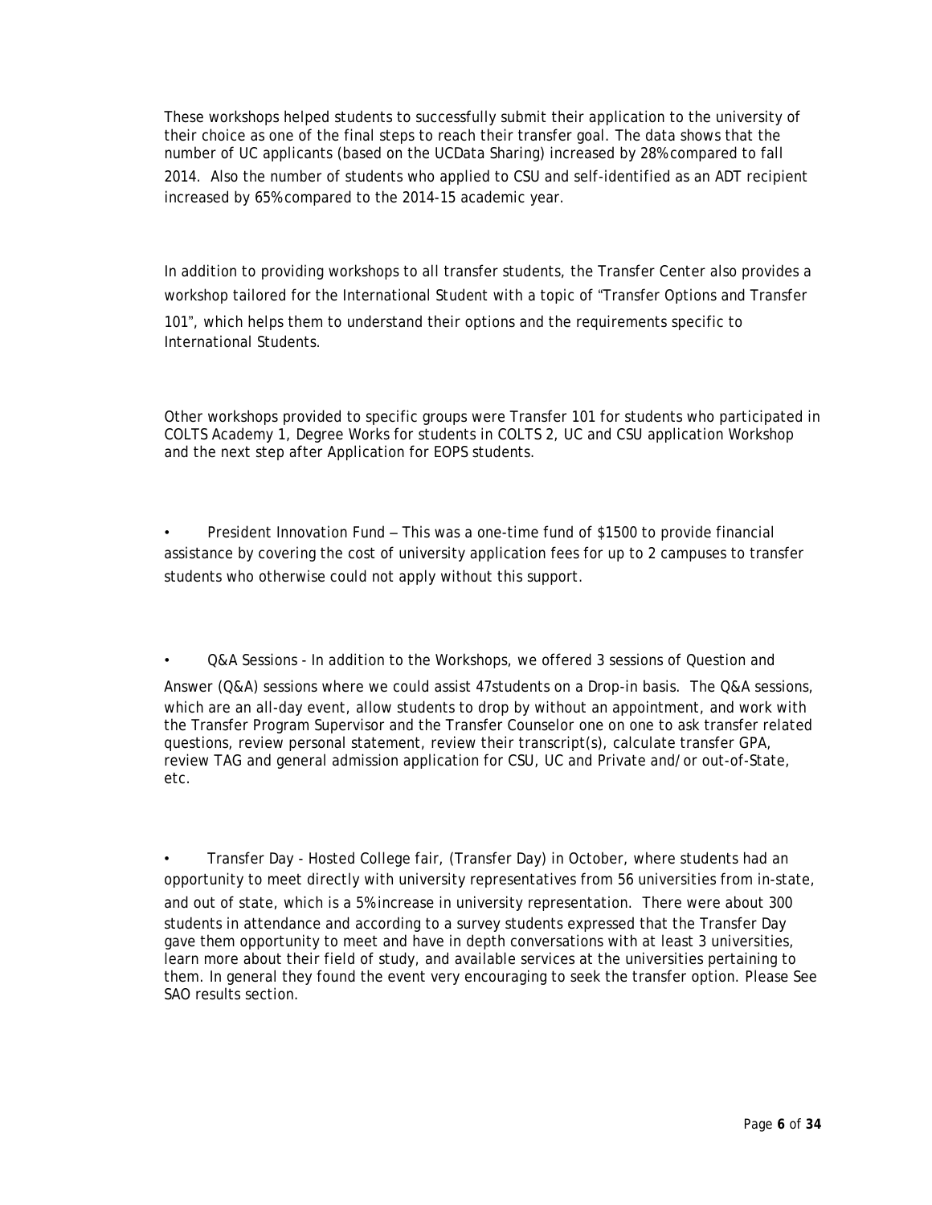These workshops helped students to successfully submit their application to the university of their choice as one of the final steps to reach their transfer goal. The data shows that the number of UC applicants (based on the UCData Sharing) increased by 28% compared to fall 2014. Also the number of students who applied to CSU and self-identified as an ADT recipient increased by 65% compared to the 2014-15 academic year.

In addition to providing workshops to all transfer students, the Transfer Center also provides a workshop tailored for the International Student with a topic of "Transfer Options and Transfer 101", which helps them to understand their options and the requirements specific to International Students.

Other workshops provided to specific groups were Transfer 101 for students who participated in COLTS Academy 1, Degree Works for students in COLTS 2, UC and CSU application Workshop and the next step after Application for EOPS students.

- President Innovation Fund – This was a one-time fund of $1500 to provide financial assistance by covering the cost of university application fees for up to 2 campuses to transfer students who otherwise could not apply without this support.

- Q&A Sessions - In addition to the Workshops, we offered 3 sessions of Question and Answer (Q&A) sessions where we could assist 47students on a Drop-in basis. The Q&A sessions, which are an all-day event, allow students to drop by without an appointment, and work with the Transfer Program Supervisor and the Transfer Counselor one on one to ask transfer related questions, review personal statement, review their transcript(s), calculate transfer GPA, review TAG and general admission application for CSU, UC and Private and/or out-of-State, etc.

- Transfer Day - Hosted College fair, (Transfer Day) in October, where students had an opportunity to meet directly with university representatives from 56 universities from in-state, and out of state, which is a 5% increase in university representation. There were about 300 students in attendance and according to a survey students expressed that the Transfer Day gave them opportunity to meet and have in depth conversations with at least 3 universities, learn more about their field of study, and available services at the universities pertaining to them. In general they found the event very encouraging to seek the transfer option. Please See SAO results section.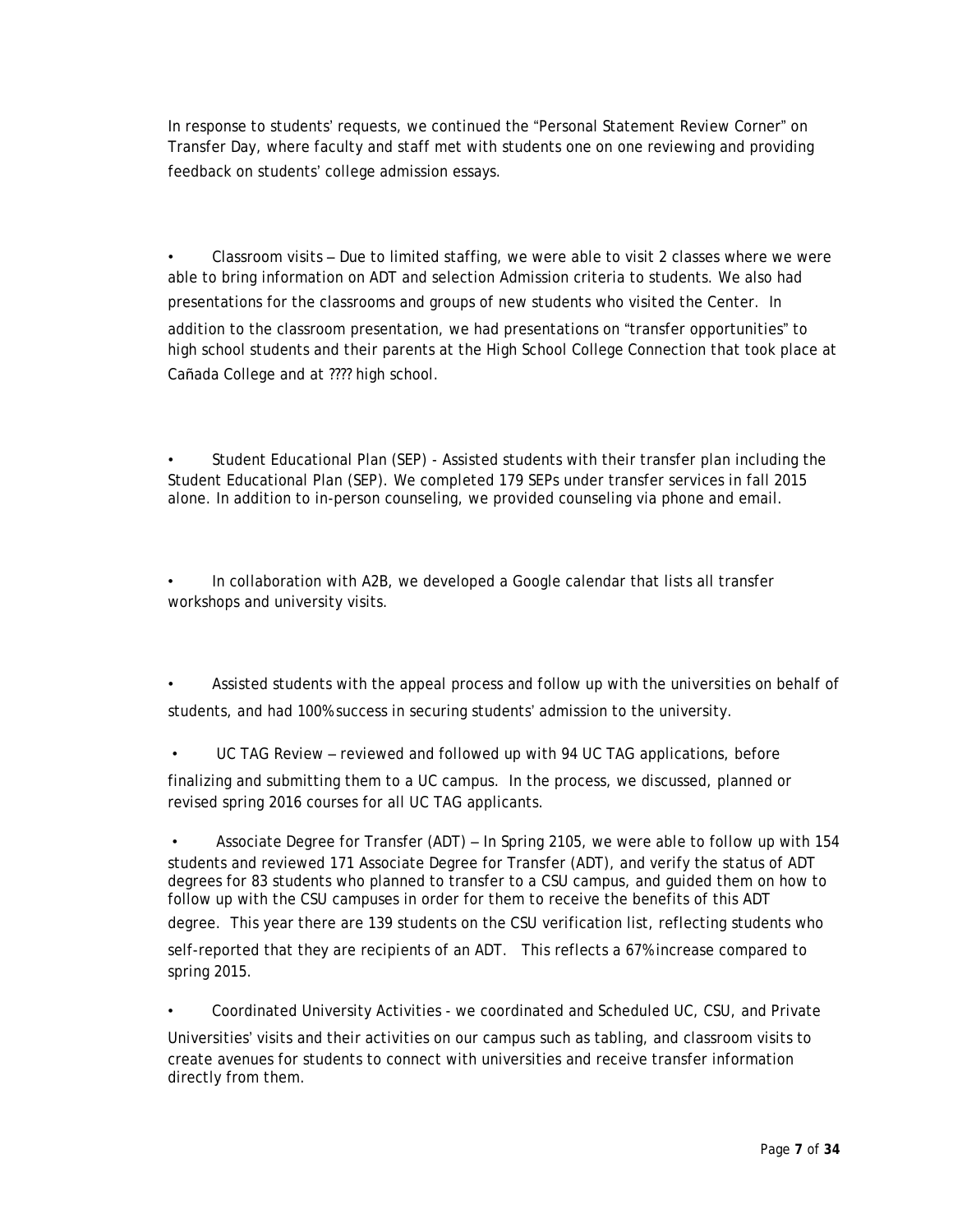In response to students' requests, we continued the "Personal Statement Review Corner" on Transfer Day, where faculty and staff met with students one on one reviewing and providing feedback on students' college admission essays.

- Classroom visits – Due to limited staffing, we were able to visit 2 classes where we were able to bring information on ADT and selection Admission criteria to students. We also had presentations for the classrooms and groups of new students who visited the Center. In addition to the classroom presentation, we had presentations on "transfer opportunities" to high school students and their parents at the High School College Connection that took place at Cañada College and at ???? high school.

- Student Educational Plan (SEP) - Assisted students with their transfer plan including the Student Educational Plan (SEP). We completed 179 SEPs under transfer services in fall 2015 alone. In addition to in-person counseling, we provided counseling via phone and email.

- In collaboration with A2B, we developed a Google calendar that lists all transfer workshops and university visits.

- Assisted students with the appeal process and follow up with the universities on behalf of students, and had 100% success in securing students' admission to the university.

- UC TAG Review – reviewed and followed up with 94 UC TAG applications, before finalizing and submitting them to a UC campus. In the process, we discussed, planned or revised spring 2016 courses for all UC TAG applicants.

- Associate Degree for Transfer (ADT) – In Spring 2105, we were able to follow up with 154 students and reviewed 171 Associate Degree for Transfer (ADT), and verify the status of ADT degrees for 83 students who planned to transfer to a CSU campus, and guided them on how to follow up with the CSU campuses in order for them to receive the benefits of this ADT degree. This year there are 139 students on the CSU verification list, reflecting students who self-reported that they are recipients of an ADT. This reflects a 67% increase compared to spring 2015.

- Coordinated University Activities - we coordinated and Scheduled UC, CSU, and Private Universities' visits and their activities on our campus such as tabling, and classroom visits to create avenues for students to connect with universities and receive transfer information directly from them.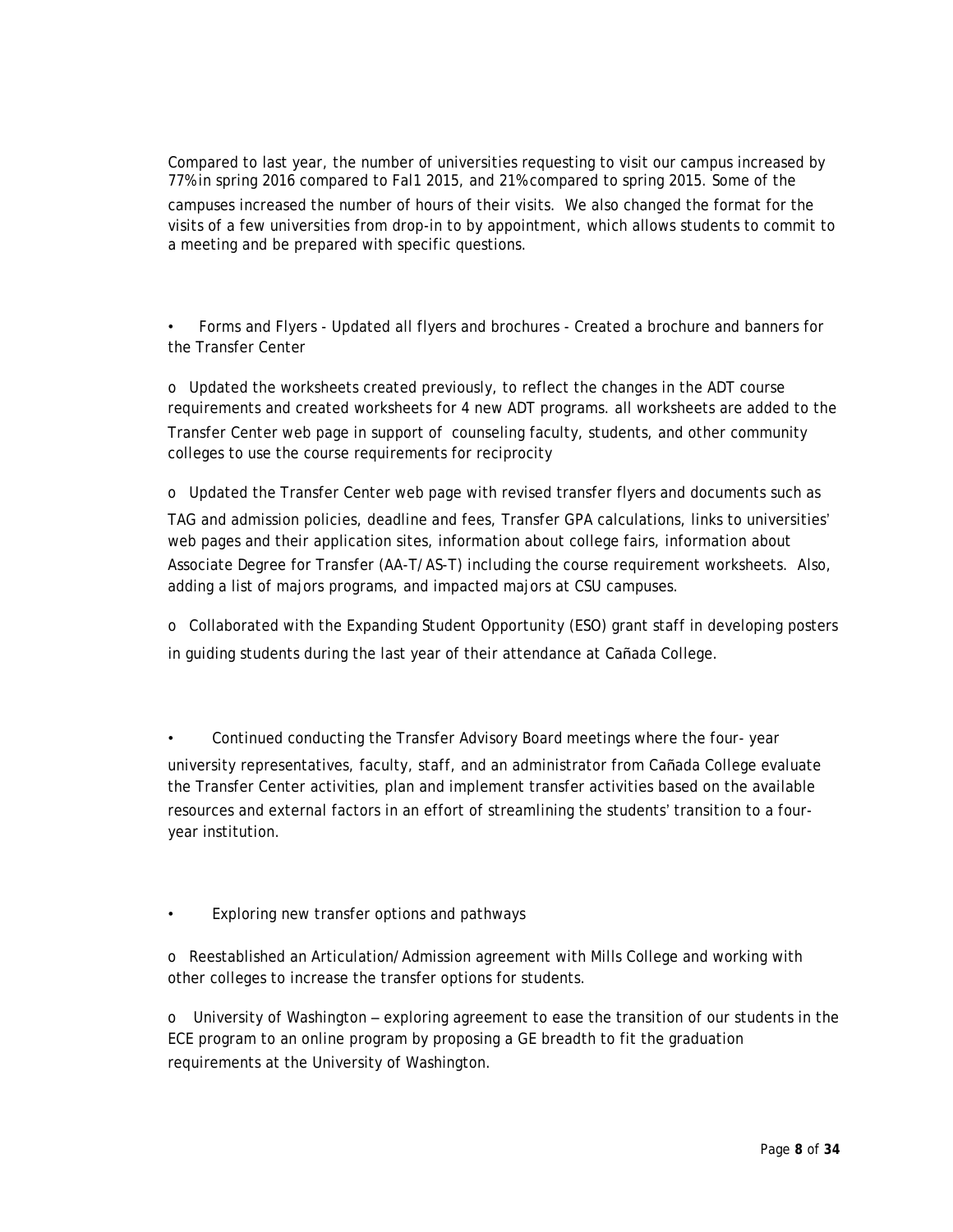Compared to last year, the number of universities requesting to visit our campus increased by 77% in spring 2016 compared to Fal1 2015, and 21% compared to spring 2015. Some of the campuses increased the number of hours of their visits. We also changed the format for the visits of a few universities from drop-in to by appointment, which allows students to commit to a meeting and be prepared with specific questions.

- Forms and Flyers - Updated all flyers and brochures - Created a brochure and banners for the Transfer Center
  - Updated the worksheets created previously, to reflect the changes in the ADT course requirements and created worksheets for 4 new ADT programs. all worksheets are added to the Transfer Center web page in support of counseling faculty, students, and other community colleges to use the course requirements for reciprocity
  - Updated the Transfer Center web page with revised transfer flyers and documents such as TAG and admission policies, deadline and fees, Transfer GPA calculations, links to universities' web pages and their application sites, information about college fairs, information about Associate Degree for Transfer (AA-T/AS-T) including the course requirement worksheets. Also, adding a list of majors programs, and impacted majors at CSU campuses.
  - Collaborated with the Expanding Student Opportunity (ESO) grant staff in developing posters in guiding students during the last year of their attendance at Cañada College.

- Continued conducting the Transfer Advisory Board meetings where the four- year university representatives, faculty, staff, and an administrator from Cañada College evaluate the Transfer Center activities, plan and implement transfer activities based on the available resources and external factors in an effort of streamlining the students' transition to a four-year institution.

- Exploring new transfer options and pathways
  - Reestablished an Articulation/Admission agreement with Mills College and working with other colleges to increase the transfer options for students.
  - University of Washington – exploring agreement to ease the transition of our students in the ECE program to an online program by proposing a GE breadth to fit the graduation requirements at the University of Washington.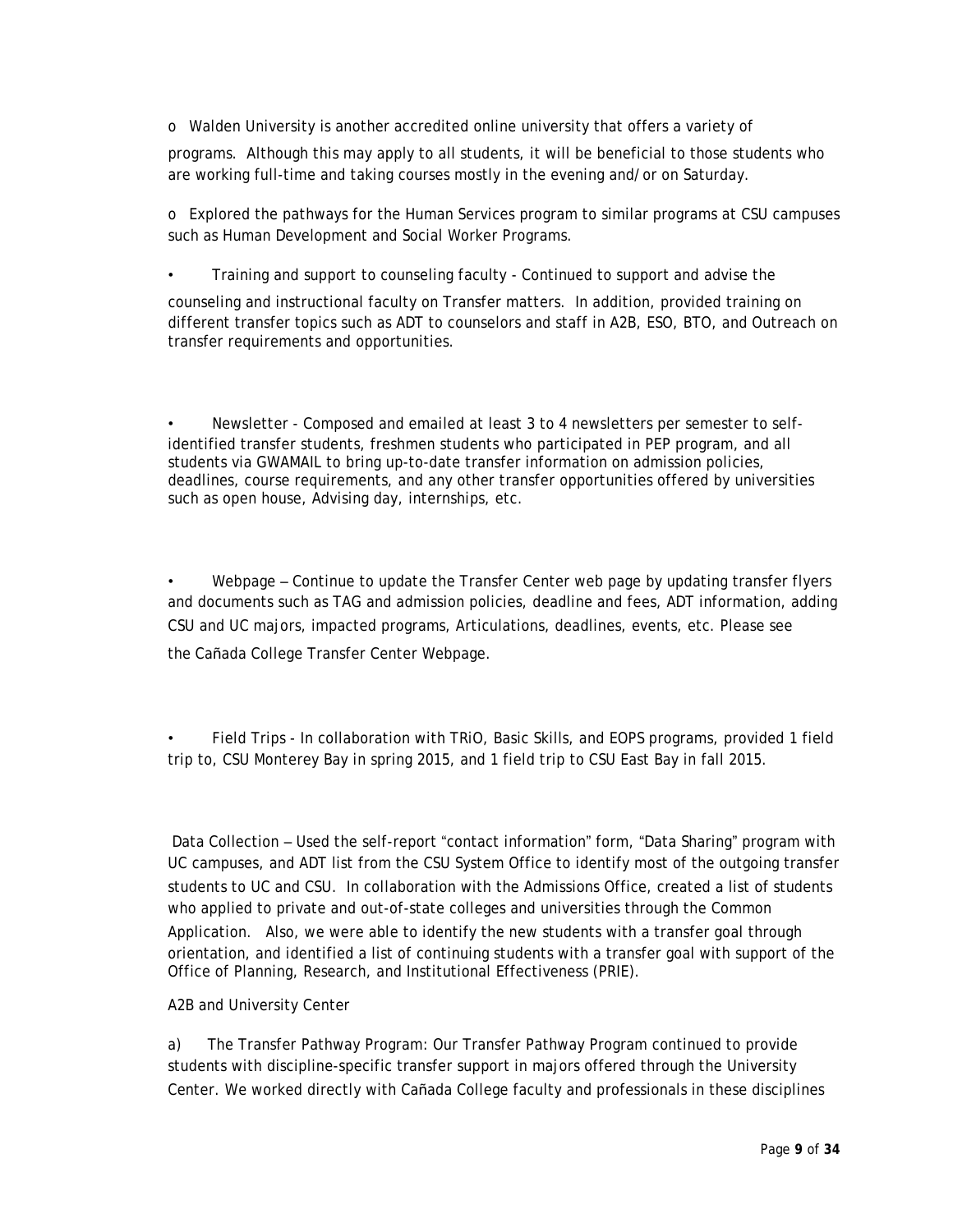- o Walden University is another accredited online university that offers a variety of programs. Although this may apply to all students, it will be beneficial to those students who are working full-time and taking courses mostly in the evening and/or on Saturday.

- o Explored the pathways for the Human Services program to similar programs at CSU campuses such as Human Development and Social Worker Programs.

- Training and support to counseling faculty - Continued to support and advise the counseling and instructional faculty on Transfer matters. In addition, provided training on different transfer topics such as ADT to counselors and staff in A2B, ESO, BTO, and Outreach on transfer requirements and opportunities.

- Newsletter - Composed and emailed at least 3 to 4 newsletters per semester to self-identified transfer students, freshmen students who participated in PEP program, and all students via GWAMAIL to bring up-to-date transfer information on admission policies, deadlines, course requirements, and any other transfer opportunities offered by universities such as open house, Advising day, internships, etc.

- Webpage – Continue to update the Transfer Center web page by updating transfer flyers and documents such as TAG and admission policies, deadline and fees, ADT information, adding CSU and UC majors, impacted programs, Articulations, deadlines, events, etc. Please see the Cañada College Transfer Center Webpage.

- Field Trips - In collaboration with TRiO, Basic Skills, and EOPS programs, provided 1 field trip to, CSU Monterey Bay in spring 2015, and 1 field trip to CSU East Bay in fall 2015.

Data Collection – Used the self-report "contact information" form, "Data Sharing" program with UC campuses, and ADT list from the CSU System Office to identify most of the outgoing transfer students to UC and CSU. In collaboration with the Admissions Office, created a list of students who applied to private and out-of-state colleges and universities through the Common Application. Also, we were able to identify the new students with a transfer goal through orientation, and identified a list of continuing students with a transfer goal with support of the Office of Planning, Research, and Institutional Effectiveness (PRIE).

A2B and University Center

a) The Transfer Pathway Program: Our Transfer Pathway Program continued to provide students with discipline-specific transfer support in majors offered through the University Center. We worked directly with Cañada College faculty and professionals in these disciplines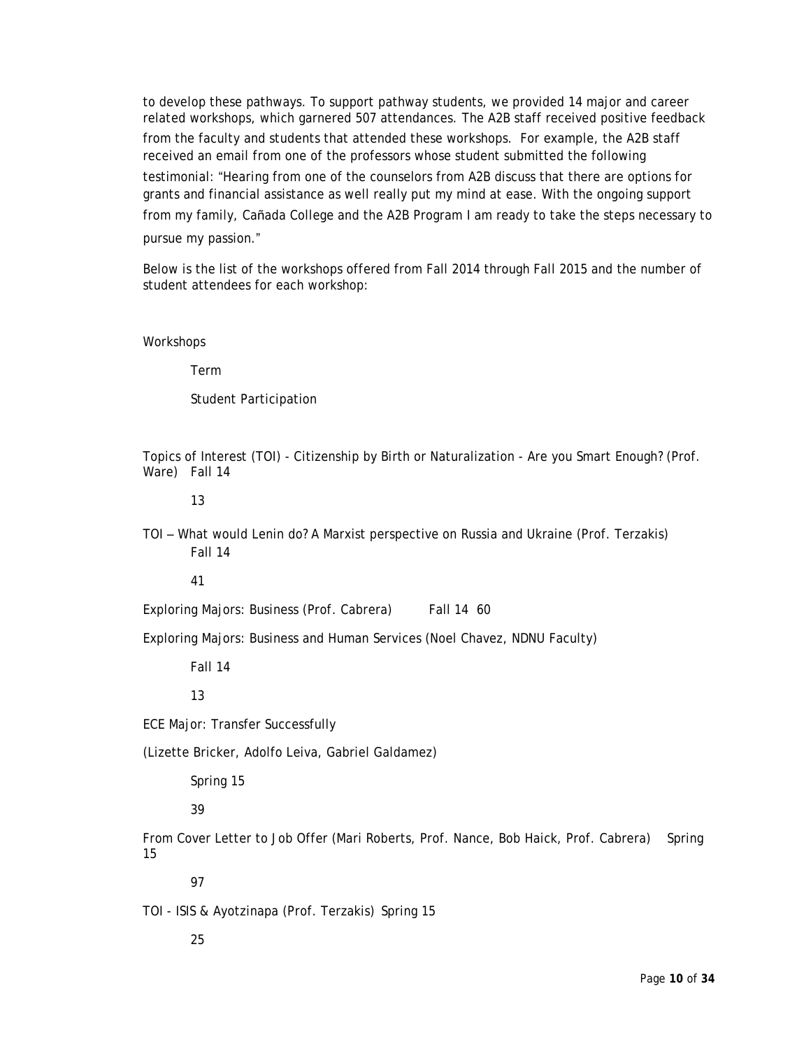to develop these pathways. To support pathway students, we provided 14 major and career related workshops, which garnered 507 attendances. The A2B staff received positive feedback from the faculty and students that attended these workshops. For example, the A2B staff received an email from one of the professors whose student submitted the following testimonial: "Hearing from one of the counselors from A2B discuss that there are options for grants and financial assistance as well really put my mind at ease. With the ongoing support from my family, Cañada College and the A2B Program I am ready to take the steps necessary to pursue my passion."

Below is the list of the workshops offered from Fall 2014 through Fall 2015 and the number of student attendees for each workshop:

| Workshops | Term | Student Participation |
| --- | --- | --- |
| Topics of Interest (TOI) - Citizenship by Birth or Naturalization - Are you Smart Enough? (Prof. Ware) | Fall 14 | 13 |
| TOI – What would Lenin do? A Marxist perspective on Russia and Ukraine (Prof. Terzakis) | Fall 14 | 41 |
| Exploring Majors: Business (Prof. Cabrera) | Fall 14 | 60 |
| Exploring Majors: Business and Human Services (Noel Chavez, NDNU Faculty) | Fall 14 | 13 |
| ECE Major: Transfer Successfully (Lizette Bricker, Adolfo Leiva, Gabriel Galdamez) | Spring 15 | 39 |
| From Cover Letter to Job Offer (Mari Roberts, Prof. Nance, Bob Haick, Prof. Cabrera) | Spring 15 | 97 |
| TOI - ISIS & Ayotzinapa (Prof. Terzakis) | Spring 15 | 25 |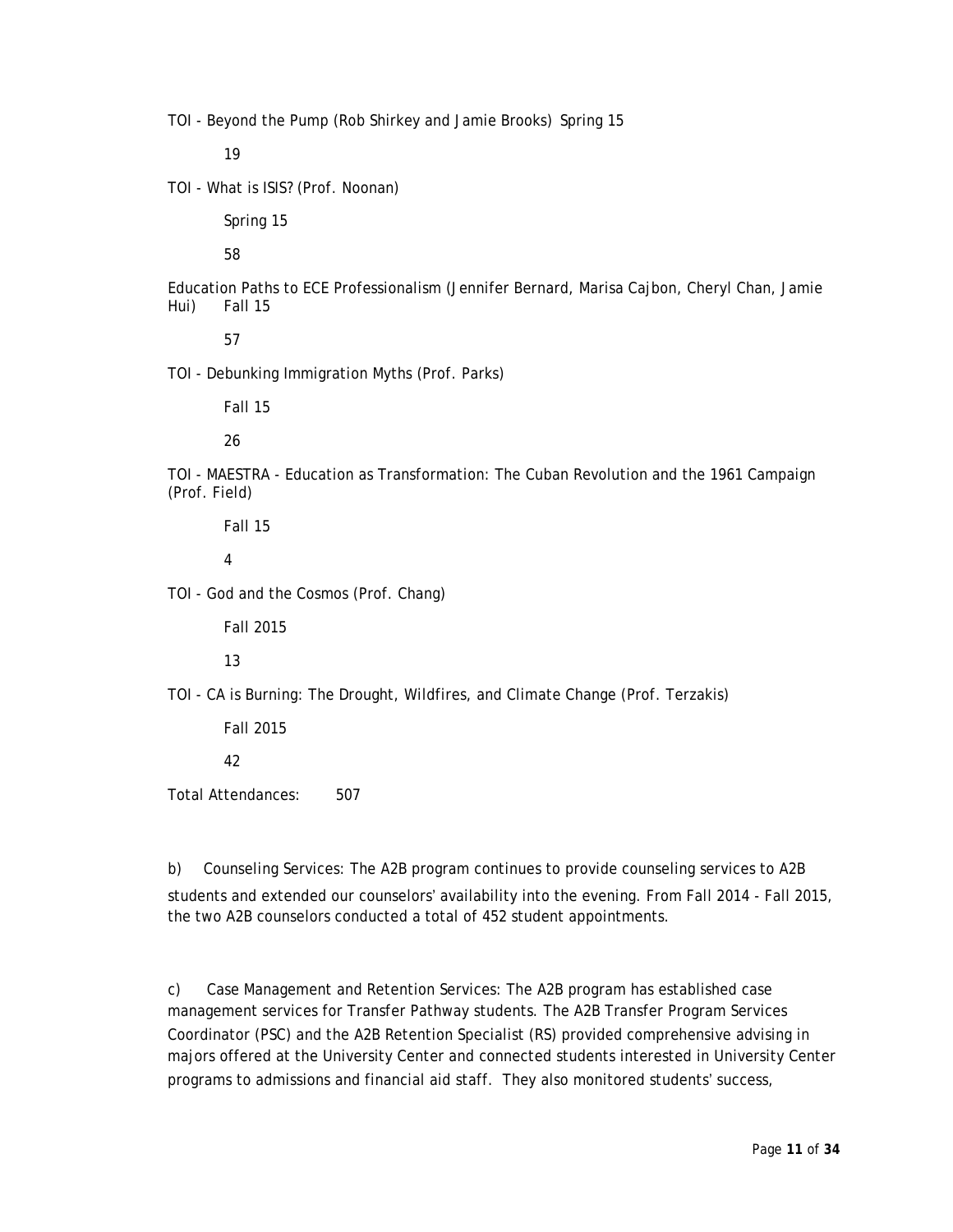TOI - Beyond the Pump (Rob Shirkey and Jamie Brooks) Spring 15

19

TOI - What is ISIS? (Prof. Noonan)

Spring 15

58

Education Paths to ECE Professionalism (Jennifer Bernard, Marisa Cajbon, Cheryl Chan, Jamie Hui) Fall 15

57

TOI - Debunking Immigration Myths (Prof. Parks)

Fall 15

26

TOI - MAESTRA - Education as Transformation: The Cuban Revolution and the 1961 Campaign (Prof. Field)

Fall 15

4

TOI - God and the Cosmos (Prof. Chang)

Fall 2015

13

TOI - CA is Burning: The Drought, Wildfires, and Climate Change (Prof. Terzakis)

Fall 2015

42

Total Attendances: 507

b) Counseling Services: The A2B program continues to provide counseling services to A2B students and extended our counselors' availability into the evening. From Fall 2014 - Fall 2015, the two A2B counselors conducted a total of 452 student appointments.

c) Case Management and Retention Services: The A2B program has established case management services for Transfer Pathway students. The A2B Transfer Program Services Coordinator (PSC) and the A2B Retention Specialist (RS) provided comprehensive advising in majors offered at the University Center and connected students interested in University Center programs to admissions and financial aid staff. They also monitored students' success,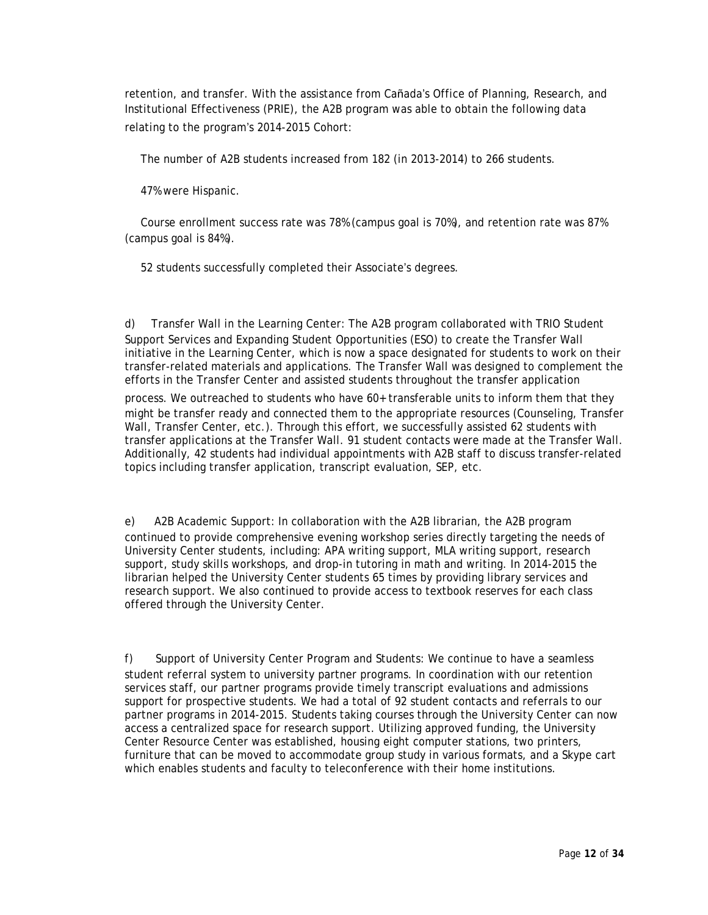retention, and transfer. With the assistance from Cañada's Office of Planning, Research, and Institutional Effectiveness (PRIE), the A2B program was able to obtain the following data relating to the program's 2014-2015 Cohort:

- The number of A2B students increased from 182 (in 2013-2014) to 266 students.
- 47% were Hispanic.
- Course enrollment success rate was 78% (campus goal is 70%), and retention rate was 87% (campus goal is 84%).
- 52 students successfully completed their Associate's degrees.

d) Transfer Wall in the Learning Center: The A2B program collaborated with TRIO Student Support Services and Expanding Student Opportunities (ESO) to create the Transfer Wall initiative in the Learning Center, which is now a space designated for students to work on their transfer-related materials and applications. The Transfer Wall was designed to complement the efforts in the Transfer Center and assisted students throughout the transfer application process. We outreached to students who have 60+ transferable units to inform them that they might be transfer ready and connected them to the appropriate resources (Counseling, Transfer Wall, Transfer Center, etc.). Through this effort, we successfully assisted 62 students with transfer applications at the Transfer Wall. 91 student contacts were made at the Transfer Wall. Additionally, 42 students had individual appointments with A2B staff to discuss transfer-related topics including transfer application, transcript evaluation, SEP, etc.

e) A2B Academic Support: In collaboration with the A2B librarian, the A2B program continued to provide comprehensive evening workshop series directly targeting the needs of University Center students, including: APA writing support, MLA writing support, research support, study skills workshops, and drop-in tutoring in math and writing. In 2014-2015 the librarian helped the University Center students 65 times by providing library services and research support. We also continued to provide access to textbook reserves for each class offered through the University Center.

f) Support of University Center Program and Students: We continue to have a seamless student referral system to university partner programs. In coordination with our retention services staff, our partner programs provide timely transcript evaluations and admissions support for prospective students. We had a total of 92 student contacts and referrals to our partner programs in 2014-2015. Students taking courses through the University Center can now access a centralized space for research support. Utilizing approved funding, the University Center Resource Center was established, housing eight computer stations, two printers, furniture that can be moved to accommodate group study in various formats, and a Skype cart which enables students and faculty to teleconference with their home institutions.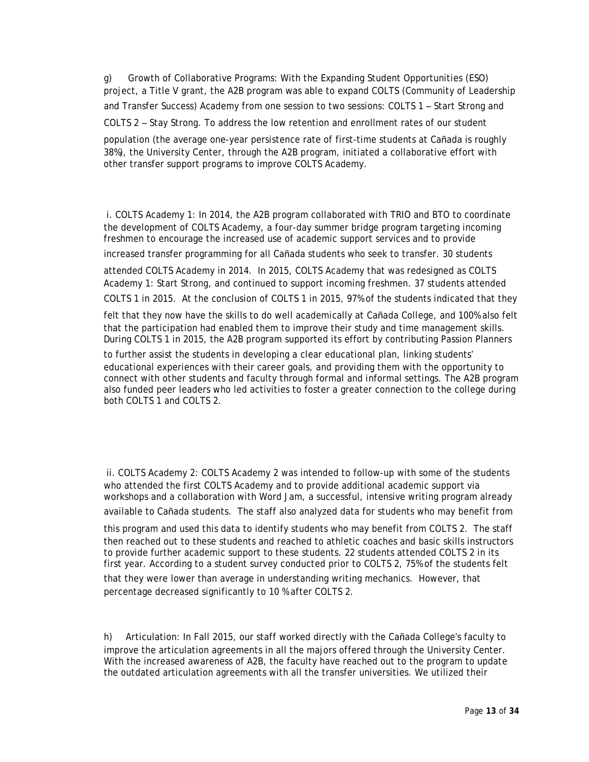g) Growth of Collaborative Programs: With the Expanding Student Opportunities (ESO) project, a Title V grant, the A2B program was able to expand COLTS (Community of Leadership and Transfer Success) Academy from one session to two sessions: COLTS 1 – Start Strong and COLTS 2 – Stay Strong. To address the low retention and enrollment rates of our student population (the average one-year persistence rate of first-time students at Cañada is roughly 38%), the University Center, through the A2B program, initiated a collaborative effort with other transfer support programs to improve COLTS Academy.

i. COLTS Academy 1: In 2014, the A2B program collaborated with TRIO and BTO to coordinate the development of COLTS Academy, a four-day summer bridge program targeting incoming freshmen to encourage the increased use of academic support services and to provide increased transfer programming for all Cañada students who seek to transfer. 30 students attended COLTS Academy in 2014. In 2015, COLTS Academy that was redesigned as COLTS Academy 1: Start Strong, and continued to support incoming freshmen. 37 students attended COLTS 1 in 2015. At the conclusion of COLTS 1 in 2015, 97% of the students indicated that they felt that they now have the skills to do well academically at Cañada College, and 100% also felt that the participation had enabled them to improve their study and time management skills. During COLTS 1 in 2015, the A2B program supported its effort by contributing Passion Planners to further assist the students in developing a clear educational plan, linking students' educational experiences with their career goals, and providing them with the opportunity to connect with other students and faculty through formal and informal settings. The A2B program also funded peer leaders who led activities to foster a greater connection to the college during both COLTS 1 and COLTS 2.

ii. COLTS Academy 2: COLTS Academy 2 was intended to follow-up with some of the students who attended the first COLTS Academy and to provide additional academic support via workshops and a collaboration with Word Jam, a successful, intensive writing program already available to Cañada students. The staff also analyzed data for students who may benefit from this program and used this data to identify students who may benefit from COLTS 2. The staff then reached out to these students and reached to athletic coaches and basic skills instructors to provide further academic support to these students. 22 students attended COLTS 2 in its first year. According to a student survey conducted prior to COLTS 2, 75% of the students felt that they were lower than average in understanding writing mechanics. However, that percentage decreased significantly to 10 % after COLTS 2.

h) Articulation: In Fall 2015, our staff worked directly with the Cañada College's faculty to improve the articulation agreements in all the majors offered through the University Center. With the increased awareness of A2B, the faculty have reached out to the program to update the outdated articulation agreements with all the transfer universities. We utilized their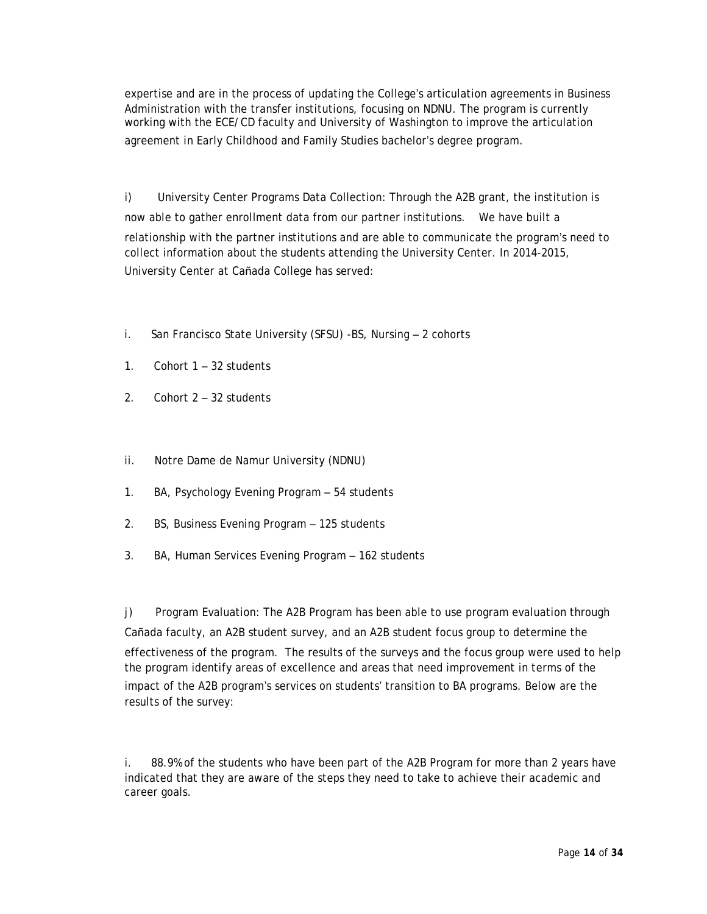expertise and are in the process of updating the College's articulation agreements in Business Administration with the transfer institutions, focusing on NDNU. The program is currently working with the ECE/CD faculty and University of Washington to improve the articulation agreement in Early Childhood and Family Studies bachelor's degree program.

i) University Center Programs Data Collection: Through the A2B grant, the institution is now able to gather enrollment data from our partner institutions. We have built a relationship with the partner institutions and are able to communicate the program's need to collect information about the students attending the University Center. In 2014-2015, University Center at Cañada College has served:

i. San Francisco State University (SFSU) -BS, Nursing – 2 cohorts

1. Cohort 1 – 32 students
2. Cohort 2 – 32 students

ii. Notre Dame de Namur University (NDNU)

1. BA, Psychology Evening Program – 54 students
2. BS, Business Evening Program – 125 students
3. BA, Human Services Evening Program – 162 students

j) Program Evaluation: The A2B Program has been able to use program evaluation through Cañada faculty, an A2B student survey, and an A2B student focus group to determine the effectiveness of the program. The results of the surveys and the focus group were used to help the program identify areas of excellence and areas that need improvement in terms of the impact of the A2B program's services on students' transition to BA programs. Below are the results of the survey:

i. 88.9% of the students who have been part of the A2B Program for more than 2 years have indicated that they are aware of the steps they need to take to achieve their academic and career goals.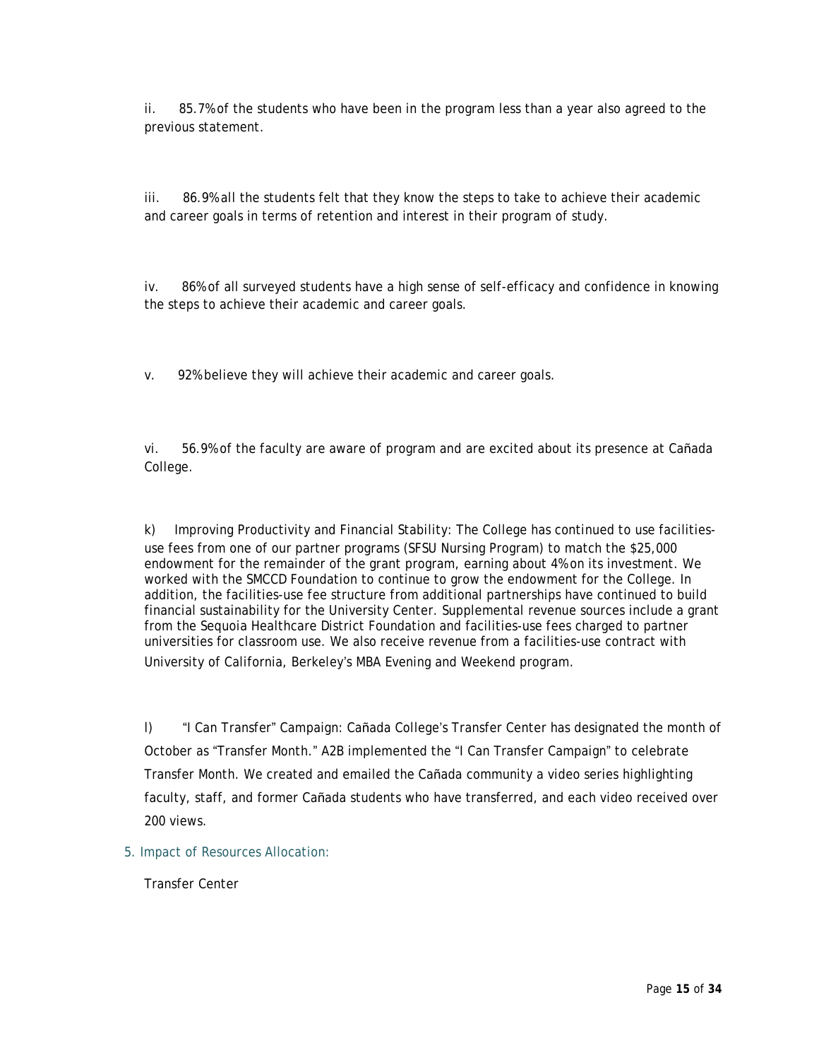ii. 85.7% of the students who have been in the program less than a year also agreed to the previous statement.

iii. 86.9% all the students felt that they know the steps to take to achieve their academic and career goals in terms of retention and interest in their program of study.

iv. 86% of all surveyed students have a high sense of self-efficacy and confidence in knowing the steps to achieve their academic and career goals.

v. 92% believe they will achieve their academic and career goals.

vi. 56.9% of the faculty are aware of program and are excited about its presence at Cañada College.

k) Improving Productivity and Financial Stability: The College has continued to use facilities-use fees from one of our partner programs (SFSU Nursing Program) to match the $25,000 endowment for the remainder of the grant program, earning about 4% on its investment. We worked with the SMCCD Foundation to continue to grow the endowment for the College. In addition, the facilities-use fee structure from additional partnerships have continued to build financial sustainability for the University Center. Supplemental revenue sources include a grant from the Sequoia Healthcare District Foundation and facilities-use fees charged to partner universities for classroom use. We also receive revenue from a facilities-use contract with University of California, Berkeley's MBA Evening and Weekend program.

l) "I Can Transfer" Campaign: Cañada College's Transfer Center has designated the month of October as "Transfer Month." A2B implemented the "I Can Transfer Campaign" to celebrate Transfer Month. We created and emailed the Cañada community a video series highlighting faculty, staff, and former Cañada students who have transferred, and each video received over 200 views.

## 5. Impact of Resources Allocation:

Transfer Center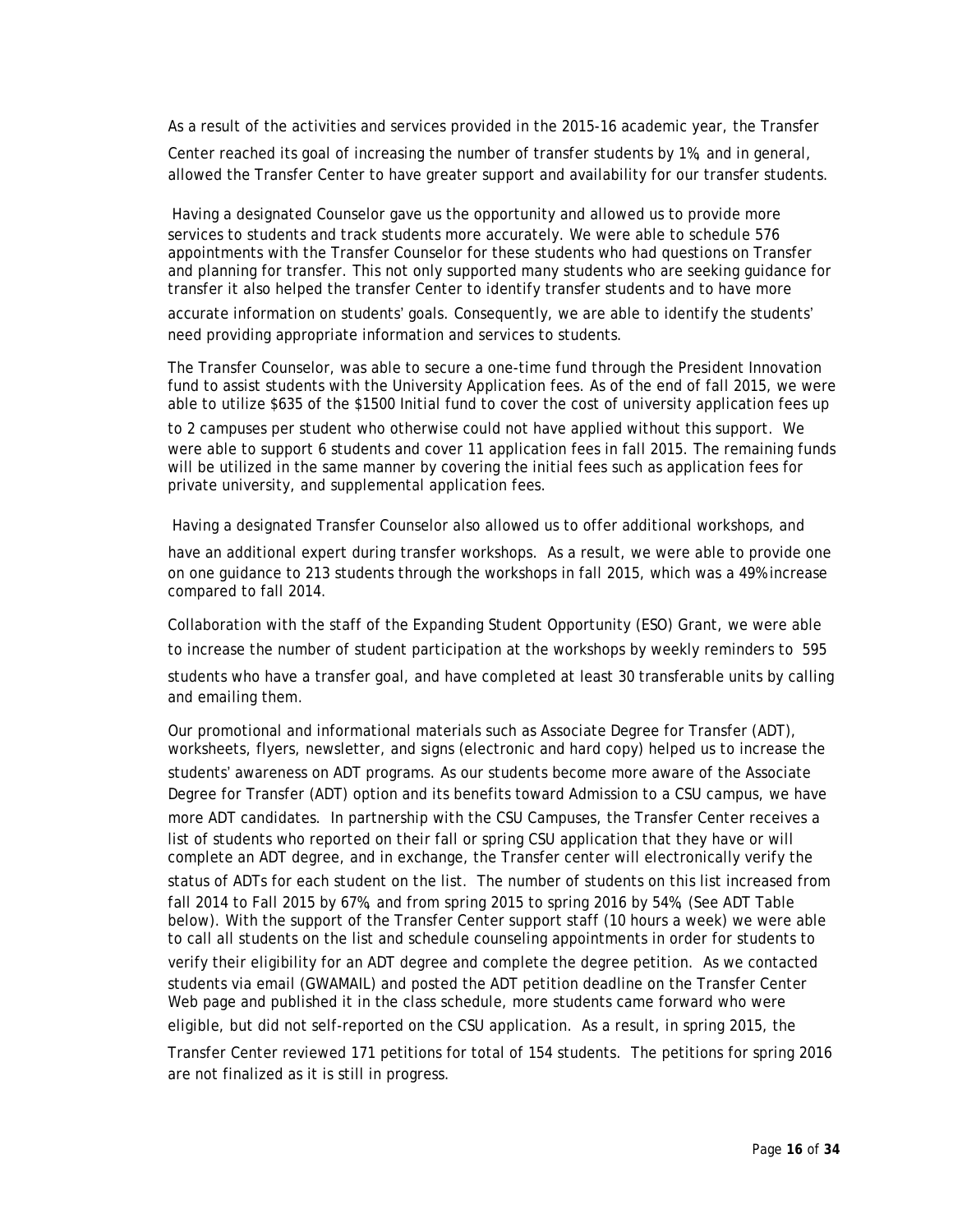As a result of the activities and services provided in the 2015-16 academic year, the Transfer Center reached its goal of increasing the number of transfer students by 1%, and in general, allowed the Transfer Center to have greater support and availability for our transfer students.

Having a designated Counselor gave us the opportunity and allowed us to provide more services to students and track students more accurately. We were able to schedule 576 appointments with the Transfer Counselor for these students who had questions on Transfer and planning for transfer. This not only supported many students who are seeking guidance for transfer it also helped the transfer Center to identify transfer students and to have more accurate information on students' goals. Consequently, we are able to identify the students' need providing appropriate information and services to students.

The Transfer Counselor, was able to secure a one-time fund through the President Innovation fund to assist students with the University Application fees. As of the end of fall 2015, we were able to utilize $635 of the $1500 Initial fund to cover the cost of university application fees up to 2 campuses per student who otherwise could not have applied without this support. We were able to support 6 students and cover 11 application fees in fall 2015. The remaining funds will be utilized in the same manner by covering the initial fees such as application fees for private university, and supplemental application fees.

Having a designated Transfer Counselor also allowed us to offer additional workshops, and have an additional expert during transfer workshops. As a result, we were able to provide one on one guidance to 213 students through the workshops in fall 2015, which was a 49% increase compared to fall 2014.

Collaboration with the staff of the Expanding Student Opportunity (ESO) Grant, we were able to increase the number of student participation at the workshops by weekly reminders to 595 students who have a transfer goal, and have completed at least 30 transferable units by calling and emailing them.

Our promotional and informational materials such as Associate Degree for Transfer (ADT), worksheets, flyers, newsletter, and signs (electronic and hard copy) helped us to increase the students' awareness on ADT programs. As our students become more aware of the Associate Degree for Transfer (ADT) option and its benefits toward Admission to a CSU campus, we have more ADT candidates. In partnership with the CSU Campuses, the Transfer Center receives a list of students who reported on their fall or spring CSU application that they have or will complete an ADT degree, and in exchange, the Transfer center will electronically verify the status of ADTs for each student on the list. The number of students on this list increased from fall 2014 to Fall 2015 by 67%, and from spring 2015 to spring 2016 by 54%, (See ADT Table below). With the support of the Transfer Center support staff (10 hours a week) we were able to call all students on the list and schedule counseling appointments in order for students to verify their eligibility for an ADT degree and complete the degree petition. As we contacted students via email (GWAMAIL) and posted the ADT petition deadline on the Transfer Center Web page and published it in the class schedule, more students came forward who were eligible, but did not self-reported on the CSU application. As a result, in spring 2015, the Transfer Center reviewed 171 petitions for total of 154 students. The petitions for spring 2016 are not finalized as it is still in progress.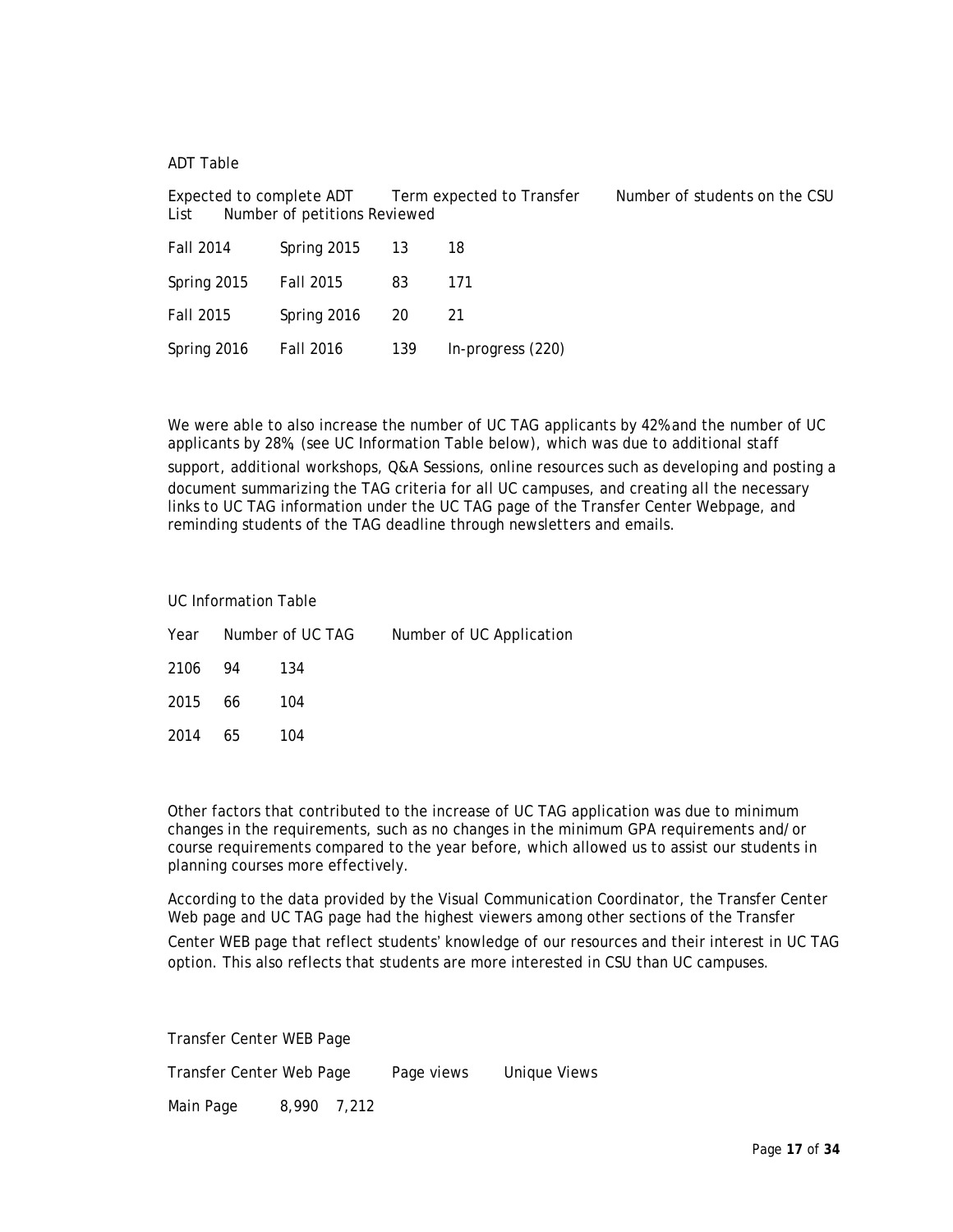ADT Table

| Expected to complete ADT | Term expected to Transfer | Number of students on the CSU List | Number of petitions Reviewed |
|---|---|---|---|
| Fall 2014 | Spring 2015 | 13 | 18 |
| Spring 2015 | Fall 2015 | 83 | 171 |
| Fall 2015 | Spring 2016 | 20 | 21 |
| Spring 2016 | Fall 2016 | 139 | In-progress (220) |

We were able to also increase the number of UC TAG applicants by 42% and the number of UC applicants by 28%, (see UC Information Table below), which was due to additional staff support, additional workshops, Q&A Sessions, online resources such as developing and posting a document summarizing the TAG criteria for all UC campuses, and creating all the necessary links to UC TAG information under the UC TAG page of the Transfer Center Webpage, and reminding students of the TAG deadline through newsletters and emails.

UC Information Table

| Year | Number of UC TAG | Number of UC Application |
|---|---|---|
| 2106 | 94 | 134 |
| 2015 | 66 | 104 |
| 2014 | 65 | 104 |

Other factors that contributed to the increase of UC TAG application was due to minimum changes in the requirements, such as no changes in the minimum GPA requirements and/or course requirements compared to the year before, which allowed us to assist our students in planning courses more effectively.

According to the data provided by the Visual Communication Coordinator, the Transfer Center Web page and UC TAG page had the highest viewers among other sections of the Transfer Center WEB page that reflect students' knowledge of our resources and their interest in UC TAG option. This also reflects that students are more interested in CSU than UC campuses.

Transfer Center WEB Page

| Transfer Center Web Page | Page views | Unique Views |
|---|---|---|
| Main Page | 8,990 | 7,212 |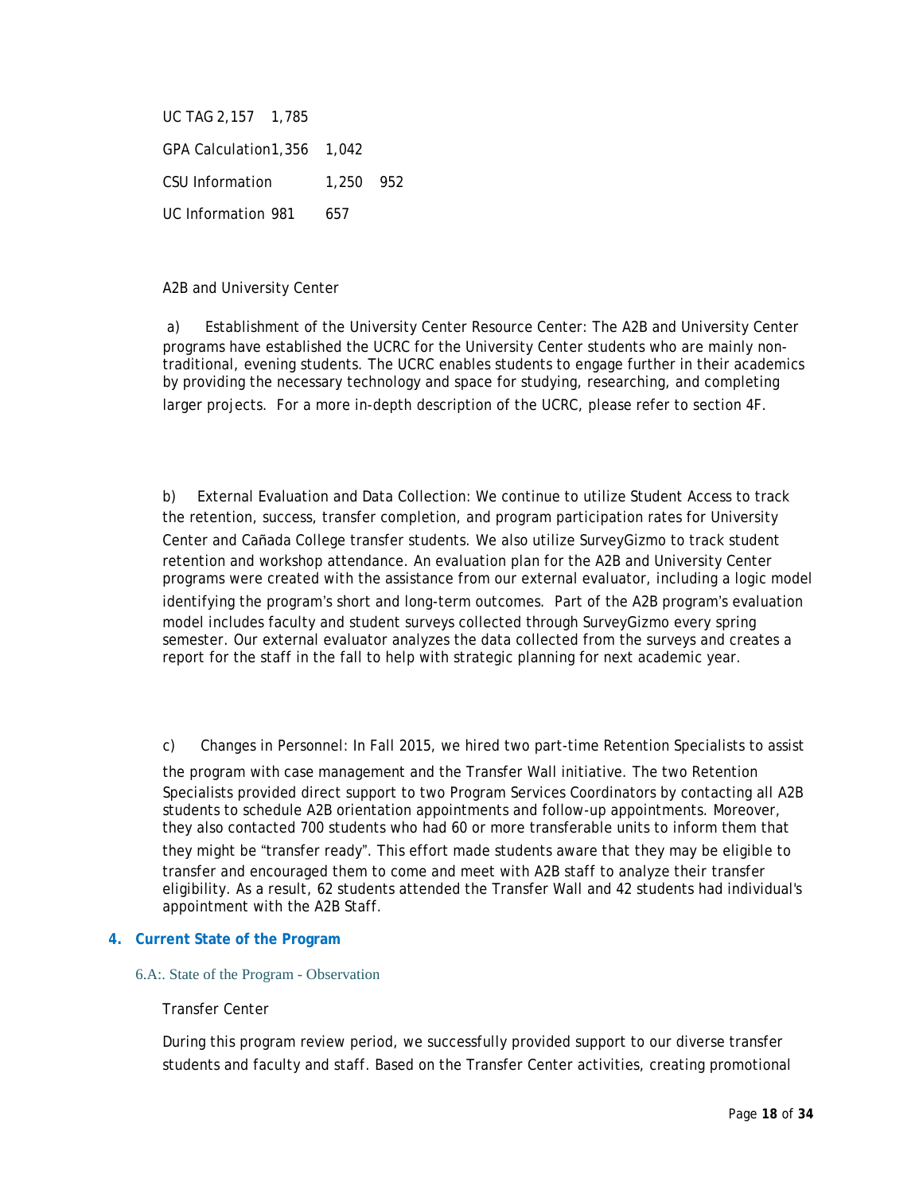| | | |
|---|---|---|
| UC TAG | 2,157 | 1,785 |
| GPA Calculation | 1,356 | 1,042 |
| CSU Information | 1,250 | 952 |
| UC Information | 981 | 657 |

A2B and University Center

a) Establishment of the University Center Resource Center: The A2B and University Center programs have established the UCRC for the University Center students who are mainly non-traditional, evening students. The UCRC enables students to engage further in their academics by providing the necessary technology and space for studying, researching, and completing larger projects. For a more in-depth description of the UCRC, please refer to section 4F.

b) External Evaluation and Data Collection: We continue to utilize Student Access to track the retention, success, transfer completion, and program participation rates for University Center and Cañada College transfer students. We also utilize SurveyGizmo to track student retention and workshop attendance. An evaluation plan for the A2B and University Center programs were created with the assistance from our external evaluator, including a logic model identifying the program's short and long-term outcomes. Part of the A2B program's evaluation model includes faculty and student surveys collected through SurveyGizmo every spring semester. Our external evaluator analyzes the data collected from the surveys and creates a report for the staff in the fall to help with strategic planning for next academic year.

c) Changes in Personnel: In Fall 2015, we hired two part-time Retention Specialists to assist the program with case management and the Transfer Wall initiative. The two Retention Specialists provided direct support to two Program Services Coordinators by contacting all A2B students to schedule A2B orientation appointments and follow-up appointments. Moreover, they also contacted 700 students who had 60 or more transferable units to inform them that they might be "transfer ready". This effort made students aware that they may be eligible to transfer and encouraged them to come and meet with A2B staff to analyze their transfer eligibility. As a result, 62 students attended the Transfer Wall and 42 students had individual's appointment with the A2B Staff.

## 4. Current State of the Program

### 6.A:. State of the Program - Observation

Transfer Center

During this program review period, we successfully provided support to our diverse transfer students and faculty and staff. Based on the Transfer Center activities, creating promotional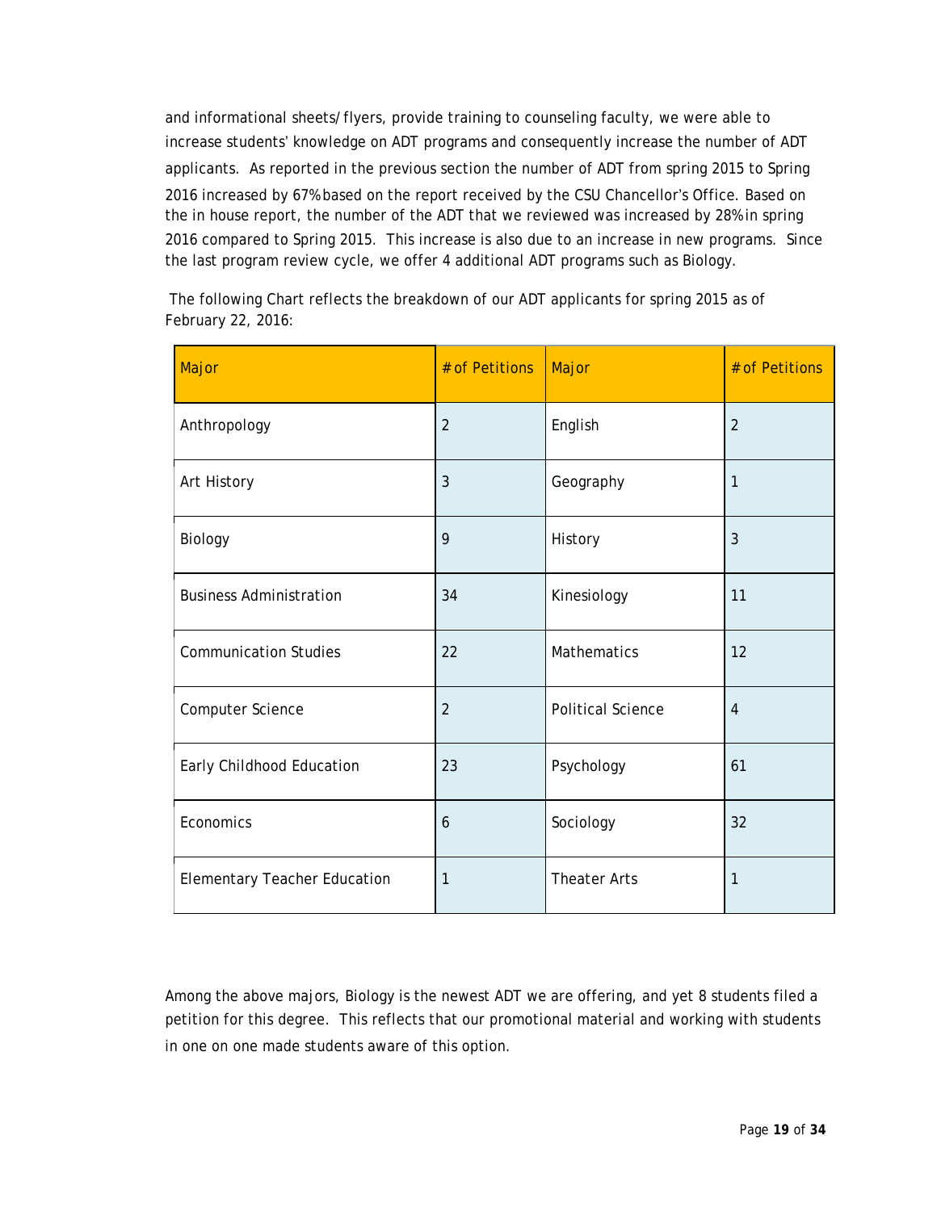and informational sheets/flyers, provide training to counseling faculty, we were able to increase students' knowledge on ADT programs and consequently increase the number of ADT applicants. As reported in the previous section the number of ADT from spring 2015 to Spring 2016 increased by 67% based on the report received by the CSU Chancellor's Office. Based on the in house report, the number of the ADT that we reviewed was increased by 28% in spring 2016 compared to Spring 2015. This increase is also due to an increase in new programs. Since the last program review cycle, we offer 4 additional ADT programs such as Biology.

The following Chart reflects the breakdown of our ADT applicants for spring 2015 as of February 22, 2016:

| Major | # of Petitions | Major | # of Petitions |
|---|---|---|---|
| Anthropology | 2 | English | 2 |
| Art History | 3 | Geography | 1 |
| Biology | 9 | History | 3 |
| Business Administration | 34 | Kinesiology | 11 |
| Communication Studies | 22 | Mathematics | 12 |
| Computer Science | 2 | Political Science | 4 |
| Early Childhood Education | 23 | Psychology | 61 |
| Economics | 6 | Sociology | 32 |
| Elementary Teacher Education | 1 | Theater Arts | 1 |

Among the above majors, Biology is the newest ADT we are offering, and yet 8 students filed a petition for this degree. This reflects that our promotional material and working with students in one on one made students aware of this option.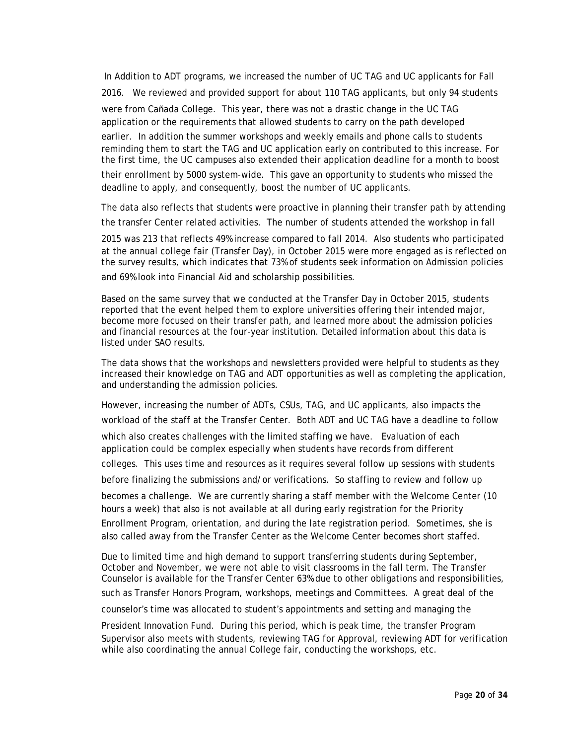In Addition to ADT programs, we increased the number of UC TAG and UC applicants for Fall 2016. We reviewed and provided support for about 110 TAG applicants, but only 94 students were from Cañada College. This year, there was not a drastic change in the UC TAG application or the requirements that allowed students to carry on the path developed earlier. In addition the summer workshops and weekly emails and phone calls to students reminding them to start the TAG and UC application early on contributed to this increase. For the first time, the UC campuses also extended their application deadline for a month to boost their enrollment by 5000 system-wide. This gave an opportunity to students who missed the deadline to apply, and consequently, boost the number of UC applicants.

The data also reflects that students were proactive in planning their transfer path by attending the transfer Center related activities. The number of students attended the workshop in fall 2015 was 213 that reflects 49% increase compared to fall 2014. Also students who participated at the annual college fair (Transfer Day), in October 2015 were more engaged as is reflected on the survey results, which indicates that 73% of students seek information on Admission policies and 69% look into Financial Aid and scholarship possibilities.

Based on the same survey that we conducted at the Transfer Day in October 2015, students reported that the event helped them to explore universities offering their intended major, become more focused on their transfer path, and learned more about the admission policies and financial resources at the four-year institution. Detailed information about this data is listed under SAO results.

The data shows that the workshops and newsletters provided were helpful to students as they increased their knowledge on TAG and ADT opportunities as well as completing the application, and understanding the admission policies.

However, increasing the number of ADTs, CSUs, TAG, and UC applicants, also impacts the workload of the staff at the Transfer Center. Both ADT and UC TAG have a deadline to follow which also creates challenges with the limited staffing we have. Evaluation of each application could be complex especially when students have records from different colleges. This uses time and resources as it requires several follow up sessions with students before finalizing the submissions and/or verifications. So staffing to review and follow up becomes a challenge. We are currently sharing a staff member with the Welcome Center (10 hours a week) that also is not available at all during early registration for the Priority Enrollment Program, orientation, and during the late registration period. Sometimes, she is also called away from the Transfer Center as the Welcome Center becomes short staffed.

Due to limited time and high demand to support transferring students during September, October and November, we were not able to visit classrooms in the fall term. The Transfer Counselor is available for the Transfer Center 63% due to other obligations and responsibilities, such as Transfer Honors Program, workshops, meetings and Committees. A great deal of the counselor's time was allocated to student's appointments and setting and managing the President Innovation Fund. During this period, which is peak time, the transfer Program Supervisor also meets with students, reviewing TAG for Approval, reviewing ADT for verification while also coordinating the annual College fair, conducting the workshops, etc.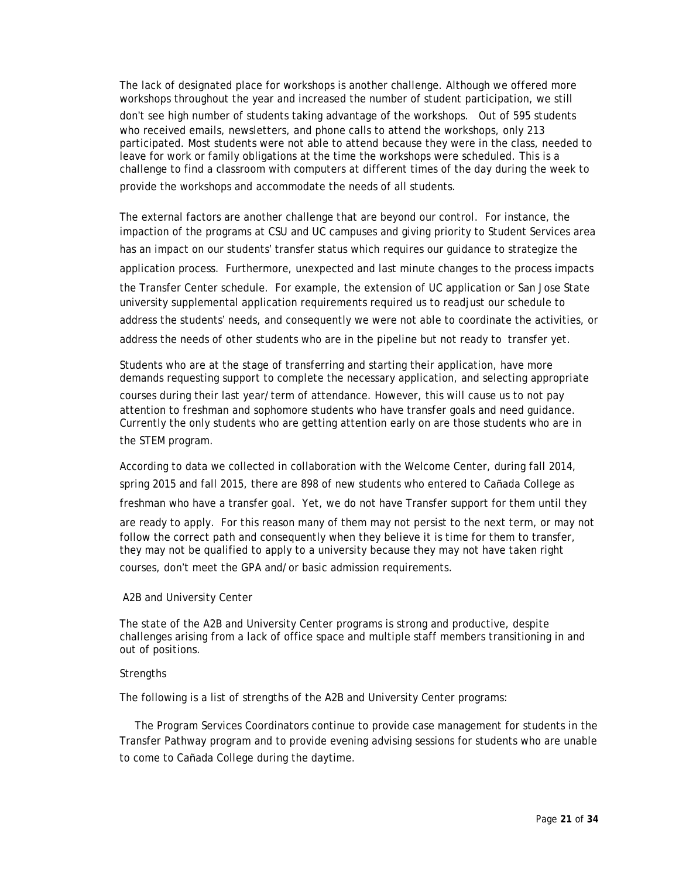The lack of designated place for workshops is another challenge. Although we offered more workshops throughout the year and increased the number of student participation, we still don't see high number of students taking advantage of the workshops. Out of 595 students who received emails, newsletters, and phone calls to attend the workshops, only 213 participated. Most students were not able to attend because they were in the class, needed to leave for work or family obligations at the time the workshops were scheduled. This is a challenge to find a classroom with computers at different times of the day during the week to provide the workshops and accommodate the needs of all students.

The external factors are another challenge that are beyond our control. For instance, the impaction of the programs at CSU and UC campuses and giving priority to Student Services area has an impact on our students' transfer status which requires our guidance to strategize the application process. Furthermore, unexpected and last minute changes to the process impacts the Transfer Center schedule. For example, the extension of UC application or San Jose State university supplemental application requirements required us to readjust our schedule to address the students' needs, and consequently we were not able to coordinate the activities, or address the needs of other students who are in the pipeline but not ready to transfer yet.

Students who are at the stage of transferring and starting their application, have more demands requesting support to complete the necessary application, and selecting appropriate courses during their last year/term of attendance. However, this will cause us to not pay attention to freshman and sophomore students who have transfer goals and need guidance. Currently the only students who are getting attention early on are those students who are in the STEM program.

According to data we collected in collaboration with the Welcome Center, during fall 2014, spring 2015 and fall 2015, there are 898 of new students who entered to Cañada College as freshman who have a transfer goal. Yet, we do not have Transfer support for them until they are ready to apply. For this reason many of them may not persist to the next term, or may not follow the correct path and consequently when they believe it is time for them to transfer, they may not be qualified to apply to a university because they may not have taken right courses, don't meet the GPA and/or basic admission requirements.

A2B and University Center

The state of the A2B and University Center programs is strong and productive, despite challenges arising from a lack of office space and multiple staff members transitioning in and out of positions.

Strengths

The following is a list of strengths of the A2B and University Center programs:

The Program Services Coordinators continue to provide case management for students in the Transfer Pathway program and to provide evening advising sessions for students who are unable to come to Cañada College during the daytime.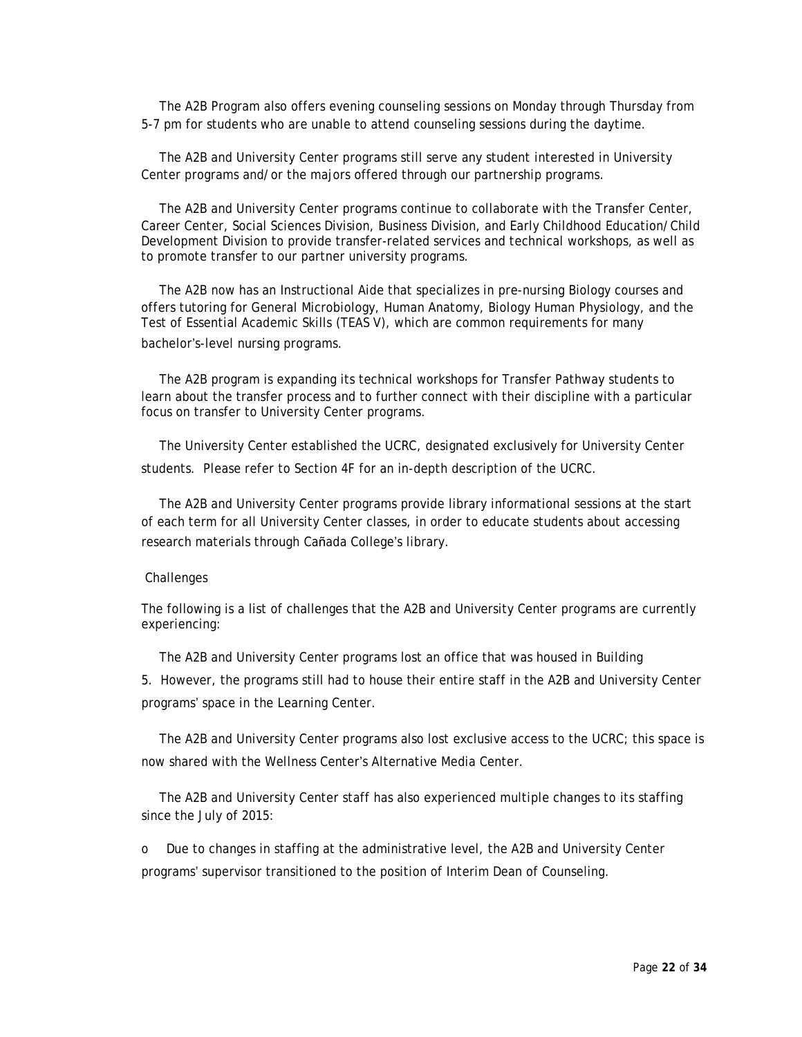- The A2B Program also offers evening counseling sessions on Monday through Thursday from 5-7 pm for students who are unable to attend counseling sessions during the daytime.

- The A2B and University Center programs still serve any student interested in University Center programs and/or the majors offered through our partnership programs.

- The A2B and University Center programs continue to collaborate with the Transfer Center, Career Center, Social Sciences Division, Business Division, and Early Childhood Education/Child Development Division to provide transfer-related services and technical workshops, as well as to promote transfer to our partner university programs.

- The A2B now has an Instructional Aide that specializes in pre-nursing Biology courses and offers tutoring for General Microbiology, Human Anatomy, Biology Human Physiology, and the Test of Essential Academic Skills (TEAS V), which are common requirements for many bachelor's-level nursing programs.

- The A2B program is expanding its technical workshops for Transfer Pathway students to learn about the transfer process and to further connect with their discipline with a particular focus on transfer to University Center programs.

- The University Center established the UCRC, designated exclusively for University Center students. Please refer to Section 4F for an in-depth description of the UCRC.

- The A2B and University Center programs provide library informational sessions at the start of each term for all University Center classes, in order to educate students about accessing research materials through Cañada College's library.

Challenges

The following is a list of challenges that the A2B and University Center programs are currently experiencing:

- The A2B and University Center programs lost an office that was housed in Building 5. However, the programs still had to house their entire staff in the A2B and University Center programs' space in the Learning Center.

- The A2B and University Center programs also lost exclusive access to the UCRC; this space is now shared with the Wellness Center's Alternative Media Center.

- The A2B and University Center staff has also experienced multiple changes to its staffing since the July of 2015:
  - Due to changes in staffing at the administrative level, the A2B and University Center programs' supervisor transitioned to the position of Interim Dean of Counseling.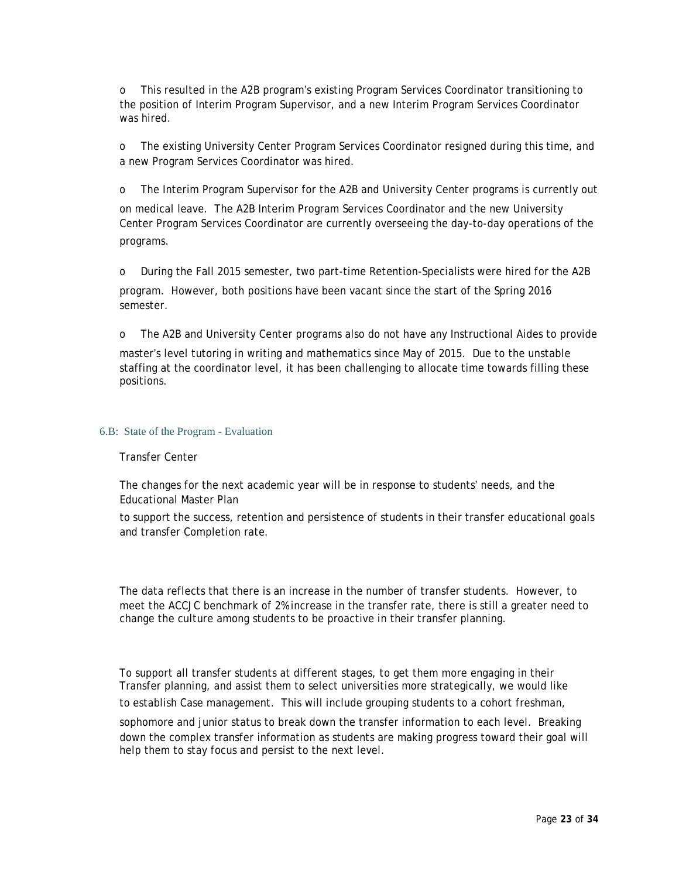- This resulted in the A2B program's existing Program Services Coordinator transitioning to the position of Interim Program Supervisor, and a new Interim Program Services Coordinator was hired.

- The existing University Center Program Services Coordinator resigned during this time, and a new Program Services Coordinator was hired.

- The Interim Program Supervisor for the A2B and University Center programs is currently out on medical leave. The A2B Interim Program Services Coordinator and the new University Center Program Services Coordinator are currently overseeing the day-to-day operations of the programs.

- During the Fall 2015 semester, two part-time Retention-Specialists were hired for the A2B program. However, both positions have been vacant since the start of the Spring 2016 semester.

- The A2B and University Center programs also do not have any Instructional Aides to provide master's level tutoring in writing and mathematics since May of 2015. Due to the unstable staffing at the coordinator level, it has been challenging to allocate time towards filling these positions.

## 6.B: State of the Program - Evaluation

Transfer Center

The changes for the next academic year will be in response to students' needs, and the Educational Master Plan

to support the success, retention and persistence of students in their transfer educational goals and transfer Completion rate.

The data reflects that there is an increase in the number of transfer students. However, to meet the ACCJC benchmark of 2% increase in the transfer rate, there is still a greater need to change the culture among students to be proactive in their transfer planning.

To support all transfer students at different stages, to get them more engaging in their Transfer planning, and assist them to select universities more strategically, we would like to establish Case management. This will include grouping students to a cohort freshman, sophomore and junior status to break down the transfer information to each level. Breaking down the complex transfer information as students are making progress toward their goal will help them to stay focus and persist to the next level.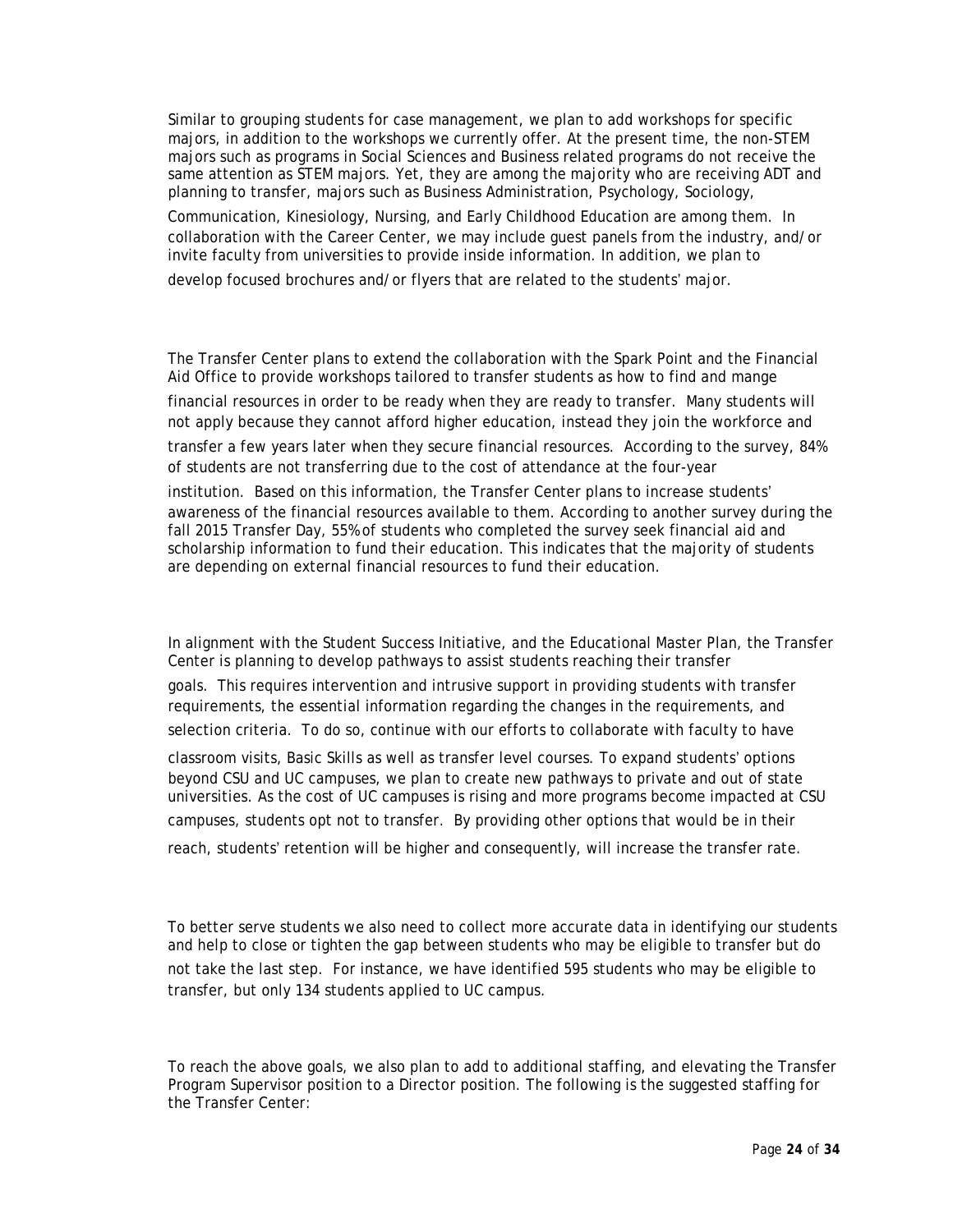Similar to grouping students for case management, we plan to add workshops for specific majors, in addition to the workshops we currently offer. At the present time, the non-STEM majors such as programs in Social Sciences and Business related programs do not receive the same attention as STEM majors. Yet, they are among the majority who are receiving ADT and planning to transfer, majors such as Business Administration, Psychology, Sociology, Communication, Kinesiology, Nursing, and Early Childhood Education are among them. In collaboration with the Career Center, we may include guest panels from the industry, and/or invite faculty from universities to provide inside information. In addition, we plan to develop focused brochures and/or flyers that are related to the students' major.

The Transfer Center plans to extend the collaboration with the Spark Point and the Financial Aid Office to provide workshops tailored to transfer students as how to find and mange financial resources in order to be ready when they are ready to transfer. Many students will not apply because they cannot afford higher education, instead they join the workforce and transfer a few years later when they secure financial resources. According to the survey, 84% of students are not transferring due to the cost of attendance at the four-year institution. Based on this information, the Transfer Center plans to increase students' awareness of the financial resources available to them. According to another survey during the fall 2015 Transfer Day, 55% of students who completed the survey seek financial aid and scholarship information to fund their education. This indicates that the majority of students are depending on external financial resources to fund their education.

In alignment with the Student Success Initiative, and the Educational Master Plan, the Transfer Center is planning to develop pathways to assist students reaching their transfer goals. This requires intervention and intrusive support in providing students with transfer requirements, the essential information regarding the changes in the requirements, and selection criteria. To do so, continue with our efforts to collaborate with faculty to have classroom visits, Basic Skills as well as transfer level courses. To expand students' options beyond CSU and UC campuses, we plan to create new pathways to private and out of state universities. As the cost of UC campuses is rising and more programs become impacted at CSU campuses, students opt not to transfer. By providing other options that would be in their reach, students' retention will be higher and consequently, will increase the transfer rate.

To better serve students we also need to collect more accurate data in identifying our students and help to close or tighten the gap between students who may be eligible to transfer but do not take the last step. For instance, we have identified 595 students who may be eligible to transfer, but only 134 students applied to UC campus.

To reach the above goals, we also plan to add to additional staffing, and elevating the Transfer Program Supervisor position to a Director position. The following is the suggested staffing for the Transfer Center: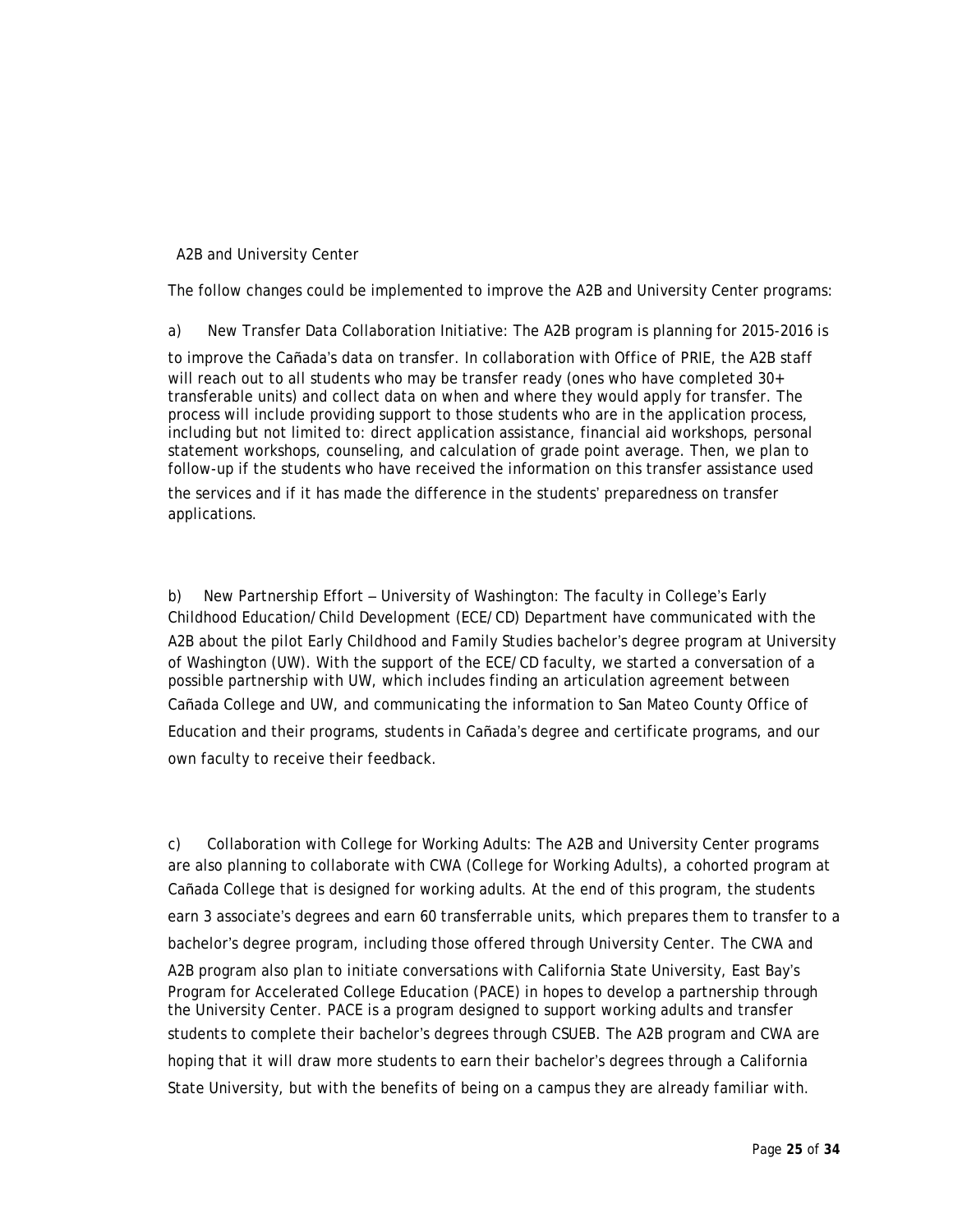## A2B and University Center

The follow changes could be implemented to improve the A2B and University Center programs:

a) New Transfer Data Collaboration Initiative: The A2B program is planning for 2015-2016 is to improve the Cañada's data on transfer. In collaboration with Office of PRIE, the A2B staff will reach out to all students who may be transfer ready (ones who have completed 30+ transferable units) and collect data on when and where they would apply for transfer. The process will include providing support to those students who are in the application process, including but not limited to: direct application assistance, financial aid workshops, personal statement workshops, counseling, and calculation of grade point average. Then, we plan to follow-up if the students who have received the information on this transfer assistance used the services and if it has made the difference in the students' preparedness on transfer applications.

b) New Partnership Effort – University of Washington: The faculty in College's Early Childhood Education/Child Development (ECE/CD) Department have communicated with the A2B about the pilot Early Childhood and Family Studies bachelor's degree program at University of Washington (UW). With the support of the ECE/CD faculty, we started a conversation of a possible partnership with UW, which includes finding an articulation agreement between Cañada College and UW, and communicating the information to San Mateo County Office of Education and their programs, students in Cañada's degree and certificate programs, and our own faculty to receive their feedback.

c) Collaboration with College for Working Adults: The A2B and University Center programs are also planning to collaborate with CWA (College for Working Adults), a cohorted program at Cañada College that is designed for working adults. At the end of this program, the students earn 3 associate's degrees and earn 60 transferrable units, which prepares them to transfer to a bachelor's degree program, including those offered through University Center. The CWA and A2B program also plan to initiate conversations with California State University, East Bay's Program for Accelerated College Education (PACE) in hopes to develop a partnership through the University Center. PACE is a program designed to support working adults and transfer students to complete their bachelor's degrees through CSUEB. The A2B program and CWA are hoping that it will draw more students to earn their bachelor's degrees through a California State University, but with the benefits of being on a campus they are already familiar with.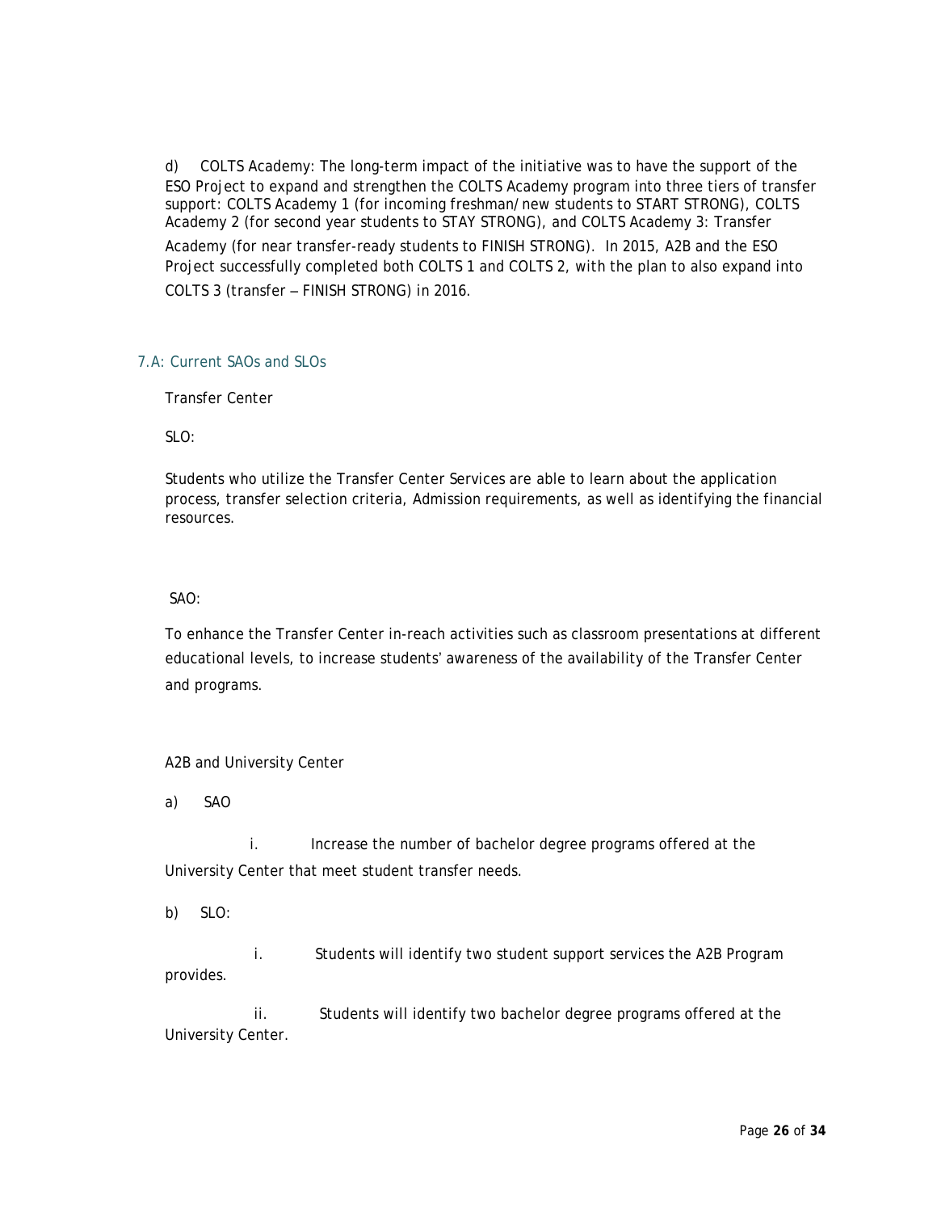d) COLTS Academy: The long-term impact of the initiative was to have the support of the ESO Project to expand and strengthen the COLTS Academy program into three tiers of transfer support: COLTS Academy 1 (for incoming freshman/new students to START STRONG), COLTS Academy 2 (for second year students to STAY STRONG), and COLTS Academy 3: Transfer Academy (for near transfer-ready students to FINISH STRONG). In 2015, A2B and the ESO Project successfully completed both COLTS 1 and COLTS 2, with the plan to also expand into COLTS 3 (transfer – FINISH STRONG) in 2016.

### 7.A: Current SAOs and SLOs

Transfer Center

SLO:

Students who utilize the Transfer Center Services are able to learn about the application process, transfer selection criteria, Admission requirements, as well as identifying the financial resources.

SAO:

To enhance the Transfer Center in-reach activities such as classroom presentations at different educational levels, to increase students' awareness of the availability of the Transfer Center and programs.

A2B and University Center

a) SAO

i. Increase the number of bachelor degree programs offered at the University Center that meet student transfer needs.

b) SLO:

i. Students will identify two student support services the A2B Program provides.

ii. Students will identify two bachelor degree programs offered at the University Center.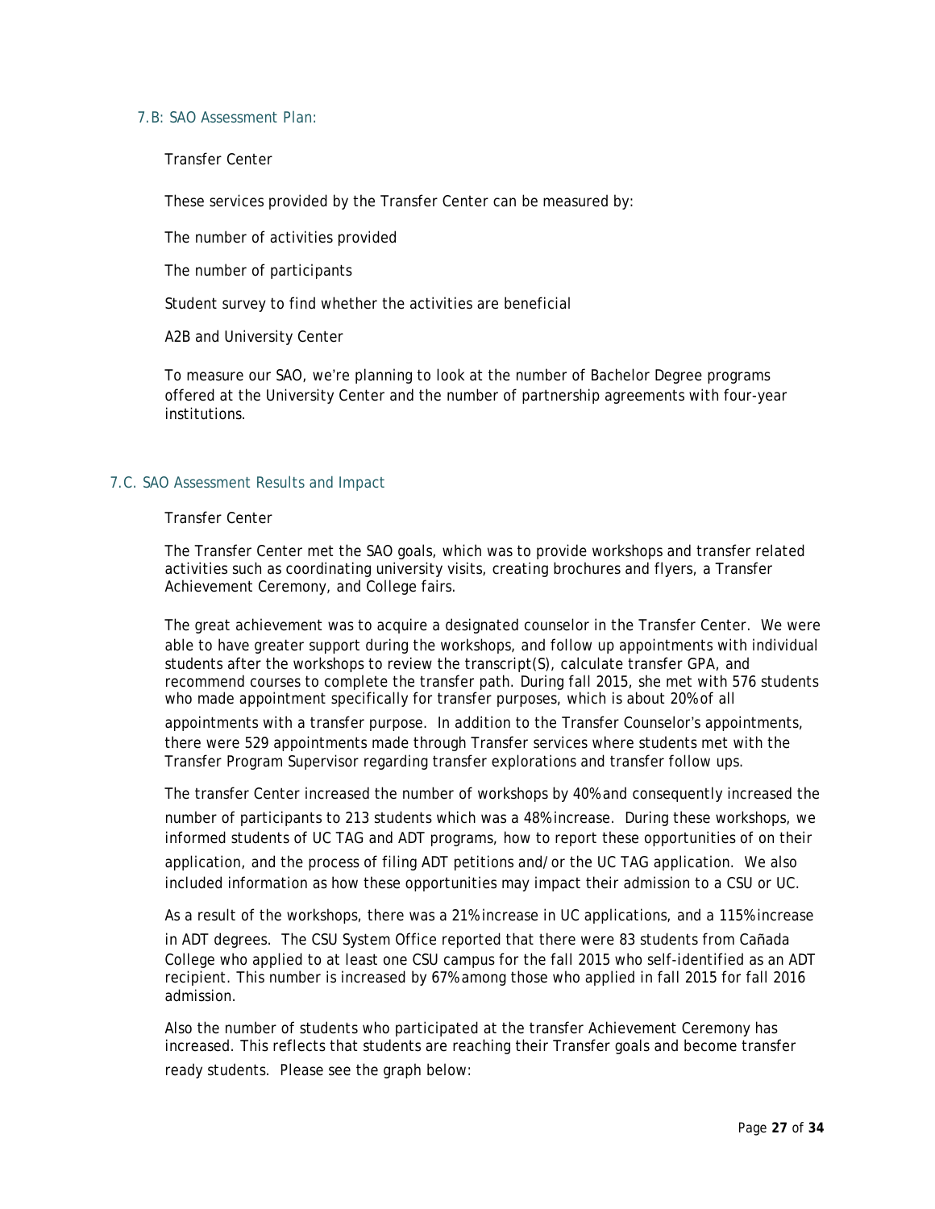### 7.B: SAO Assessment Plan:

Transfer Center

These services provided by the Transfer Center can be measured by:

The number of activities provided

The number of participants

Student survey to find whether the activities are beneficial

A2B and University Center

To measure our SAO, we're planning to look at the number of Bachelor Degree programs offered at the University Center and the number of partnership agreements with four-year institutions.

### 7.C. SAO Assessment Results and Impact

Transfer Center

The Transfer Center met the SAO goals, which was to provide workshops and transfer related activities such as coordinating university visits, creating brochures and flyers, a Transfer Achievement Ceremony, and College fairs.

The great achievement was to acquire a designated counselor in the Transfer Center. We were able to have greater support during the workshops, and follow up appointments with individual students after the workshops to review the transcript(S), calculate transfer GPA, and recommend courses to complete the transfer path. During fall 2015, she met with 576 students who made appointment specifically for transfer purposes, which is about 20% of all appointments with a transfer purpose. In addition to the Transfer Counselor's appointments, there were 529 appointments made through Transfer services where students met with the Transfer Program Supervisor regarding transfer explorations and transfer follow ups.

The transfer Center increased the number of workshops by 40% and consequently increased the number of participants to 213 students which was a 48% increase. During these workshops, we informed students of UC TAG and ADT programs, how to report these opportunities of on their application, and the process of filing ADT petitions and/or the UC TAG application. We also included information as how these opportunities may impact their admission to a CSU or UC.

As a result of the workshops, there was a 21% increase in UC applications, and a 115% increase in ADT degrees. The CSU System Office reported that there were 83 students from Cañada College who applied to at least one CSU campus for the fall 2015 who self-identified as an ADT recipient. This number is increased by 67% among those who applied in fall 2015 for fall 2016 admission.

Also the number of students who participated at the transfer Achievement Ceremony has increased. This reflects that students are reaching their Transfer goals and become transfer ready students. Please see the graph below: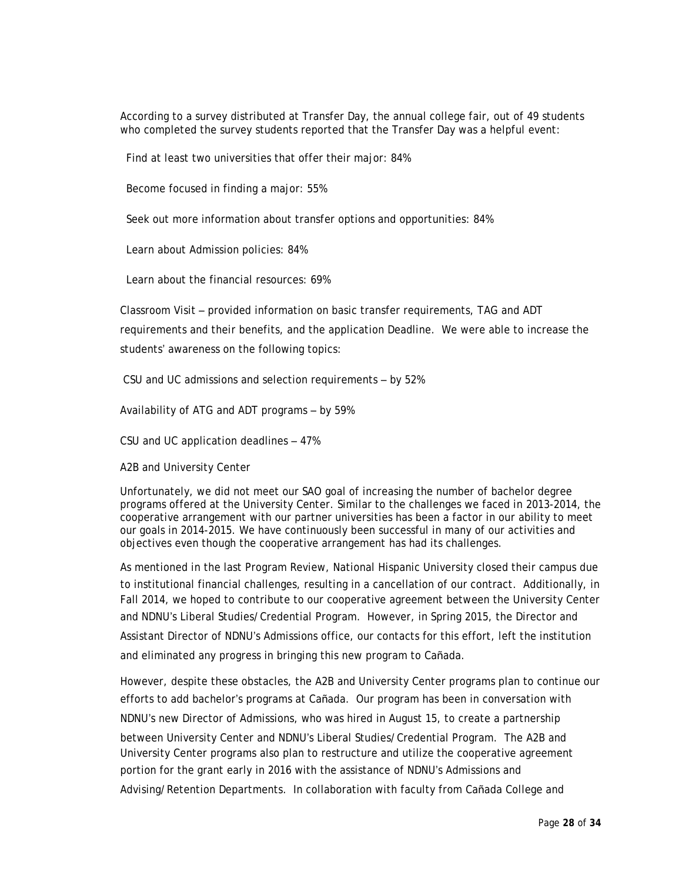According to a survey distributed at Transfer Day, the annual college fair, out of 49 students who completed the survey students reported that the Transfer Day was a helpful event:

Find at least two universities that offer their major: 84%

Become focused in finding a major: 55%

Seek out more information about transfer options and opportunities: 84%

Learn about Admission policies: 84%

Learn about the financial resources: 69%

Classroom Visit – provided information on basic transfer requirements, TAG and ADT requirements and their benefits, and the application Deadline. We were able to increase the students' awareness on the following topics:

CSU and UC admissions and selection requirements – by 52%

Availability of ATG and ADT programs – by 59%

CSU and UC application deadlines – 47%

A2B and University Center

Unfortunately, we did not meet our SAO goal of increasing the number of bachelor degree programs offered at the University Center. Similar to the challenges we faced in 2013-2014, the cooperative arrangement with our partner universities has been a factor in our ability to meet our goals in 2014-2015. We have continuously been successful in many of our activities and objectives even though the cooperative arrangement has had its challenges.

As mentioned in the last Program Review, National Hispanic University closed their campus due to institutional financial challenges, resulting in a cancellation of our contract. Additionally, in Fall 2014, we hoped to contribute to our cooperative agreement between the University Center and NDNU's Liberal Studies/Credential Program. However, in Spring 2015, the Director and Assistant Director of NDNU's Admissions office, our contacts for this effort, left the institution and eliminated any progress in bringing this new program to Cañada.

However, despite these obstacles, the A2B and University Center programs plan to continue our efforts to add bachelor's programs at Cañada. Our program has been in conversation with NDNU's new Director of Admissions, who was hired in August 15, to create a partnership between University Center and NDNU's Liberal Studies/Credential Program. The A2B and University Center programs also plan to restructure and utilize the cooperative agreement portion for the grant early in 2016 with the assistance of NDNU's Admissions and Advising/Retention Departments. In collaboration with faculty from Cañada College and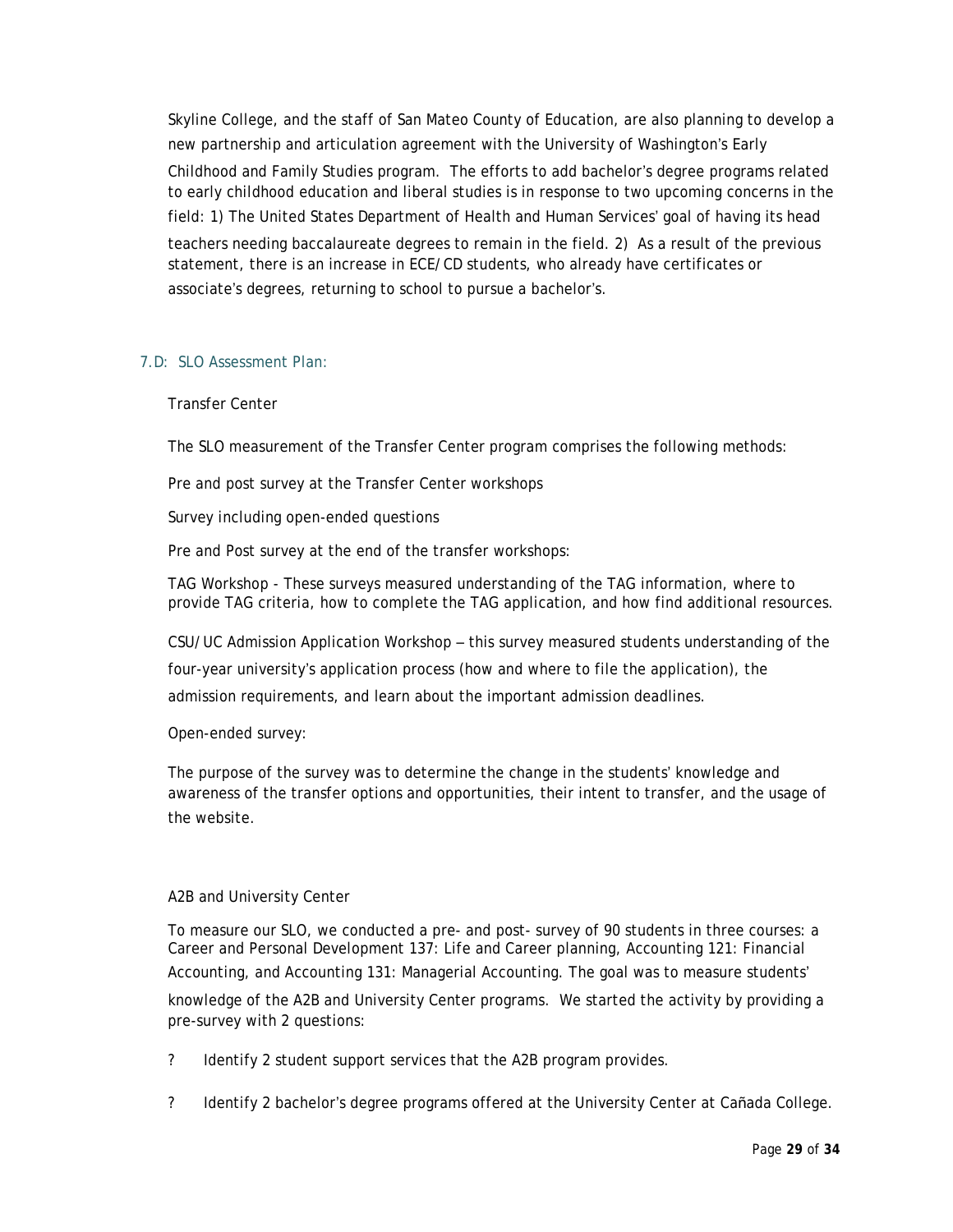Skyline College, and the staff of San Mateo County of Education, are also planning to develop a new partnership and articulation agreement with the University of Washington's Early Childhood and Family Studies program. The efforts to add bachelor's degree programs related to early childhood education and liberal studies is in response to two upcoming concerns in the field: 1) The United States Department of Health and Human Services' goal of having its head teachers needing baccalaureate degrees to remain in the field. 2) As a result of the previous statement, there is an increase in ECE/CD students, who already have certificates or associate's degrees, returning to school to pursue a bachelor's.

### 7.D: SLO Assessment Plan:

Transfer Center

The SLO measurement of the Transfer Center program comprises the following methods:

Pre and post survey at the Transfer Center workshops

Survey including open-ended questions

Pre and Post survey at the end of the transfer workshops:

TAG Workshop - These surveys measured understanding of the TAG information, where to provide TAG criteria, how to complete the TAG application, and how find additional resources.

CSU/UC Admission Application Workshop – this survey measured students understanding of the four-year university's application process (how and where to file the application), the admission requirements, and learn about the important admission deadlines.

Open-ended survey:

The purpose of the survey was to determine the change in the students' knowledge and awareness of the transfer options and opportunities, their intent to transfer, and the usage of the website.

A2B and University Center

To measure our SLO, we conducted a pre- and post- survey of 90 students in three courses: a Career and Personal Development 137: Life and Career planning, Accounting 121: Financial Accounting, and Accounting 131: Managerial Accounting. The goal was to measure students' knowledge of the A2B and University Center programs. We started the activity by providing a pre-survey with 2 questions:

? Identify 2 student support services that the A2B program provides.

? Identify 2 bachelor's degree programs offered at the University Center at Cañada College.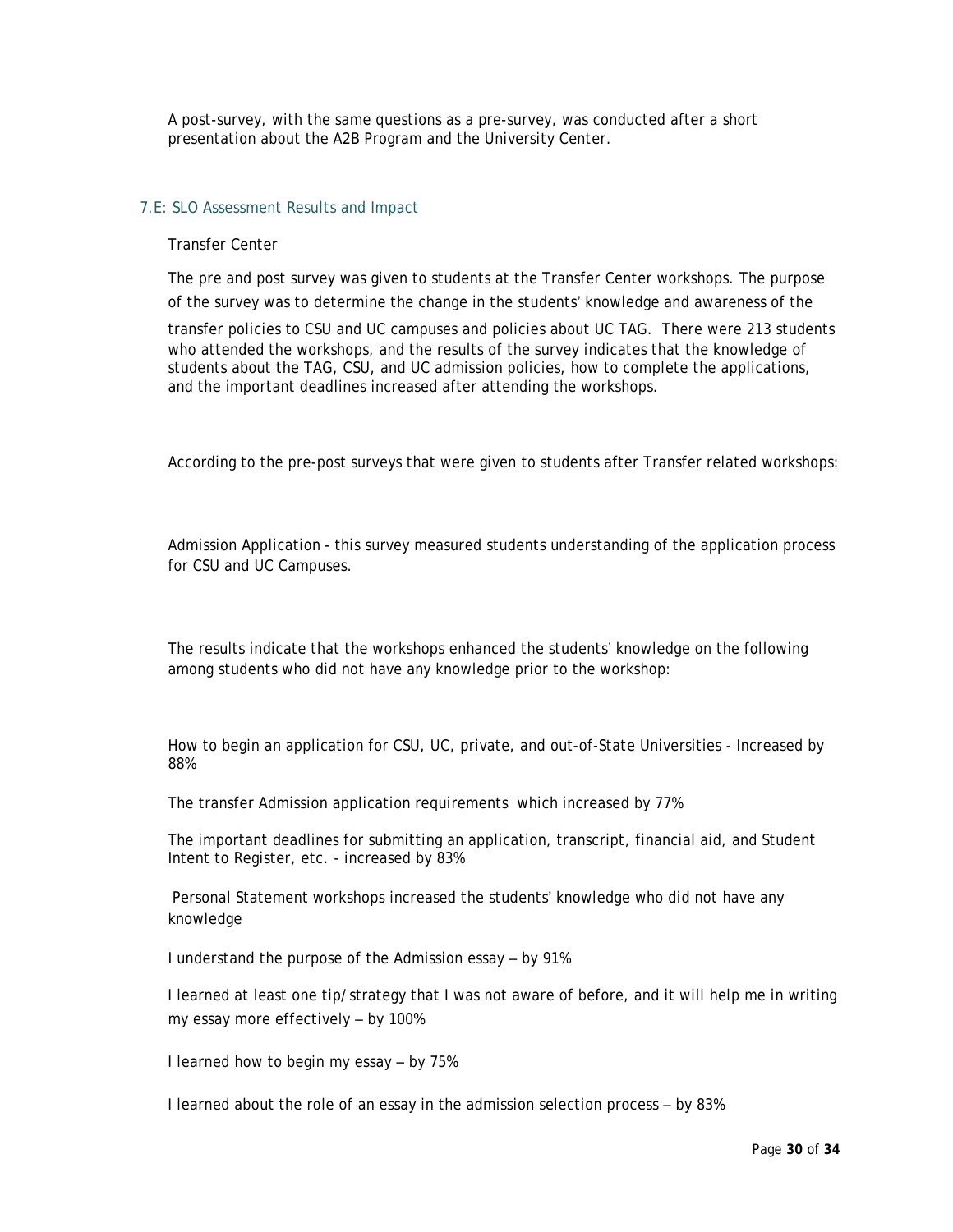A post-survey, with the same questions as a pre-survey, was conducted after a short presentation about the A2B Program and the University Center.

### 7.E: SLO Assessment Results and Impact

Transfer Center

The pre and post survey was given to students at the Transfer Center workshops. The purpose of the survey was to determine the change in the students' knowledge and awareness of the transfer policies to CSU and UC campuses and policies about UC TAG. There were 213 students who attended the workshops, and the results of the survey indicates that the knowledge of students about the TAG, CSU, and UC admission policies, how to complete the applications, and the important deadlines increased after attending the workshops.

According to the pre-post surveys that were given to students after Transfer related workshops:

Admission Application - this survey measured students understanding of the application process for CSU and UC Campuses.

The results indicate that the workshops enhanced the students' knowledge on the following among students who did not have any knowledge prior to the workshop:

How to begin an application for CSU, UC, private, and out-of-State Universities - Increased by 88%

The transfer Admission application requirements which increased by 77%

The important deadlines for submitting an application, transcript, financial aid, and Student Intent to Register, etc. - increased by 83%

Personal Statement workshops increased the students' knowledge who did not have any knowledge

I understand the purpose of the Admission essay – by 91%

I learned at least one tip/strategy that I was not aware of before, and it will help me in writing my essay more effectively – by 100%

I learned how to begin my essay – by 75%

I learned about the role of an essay in the admission selection process – by 83%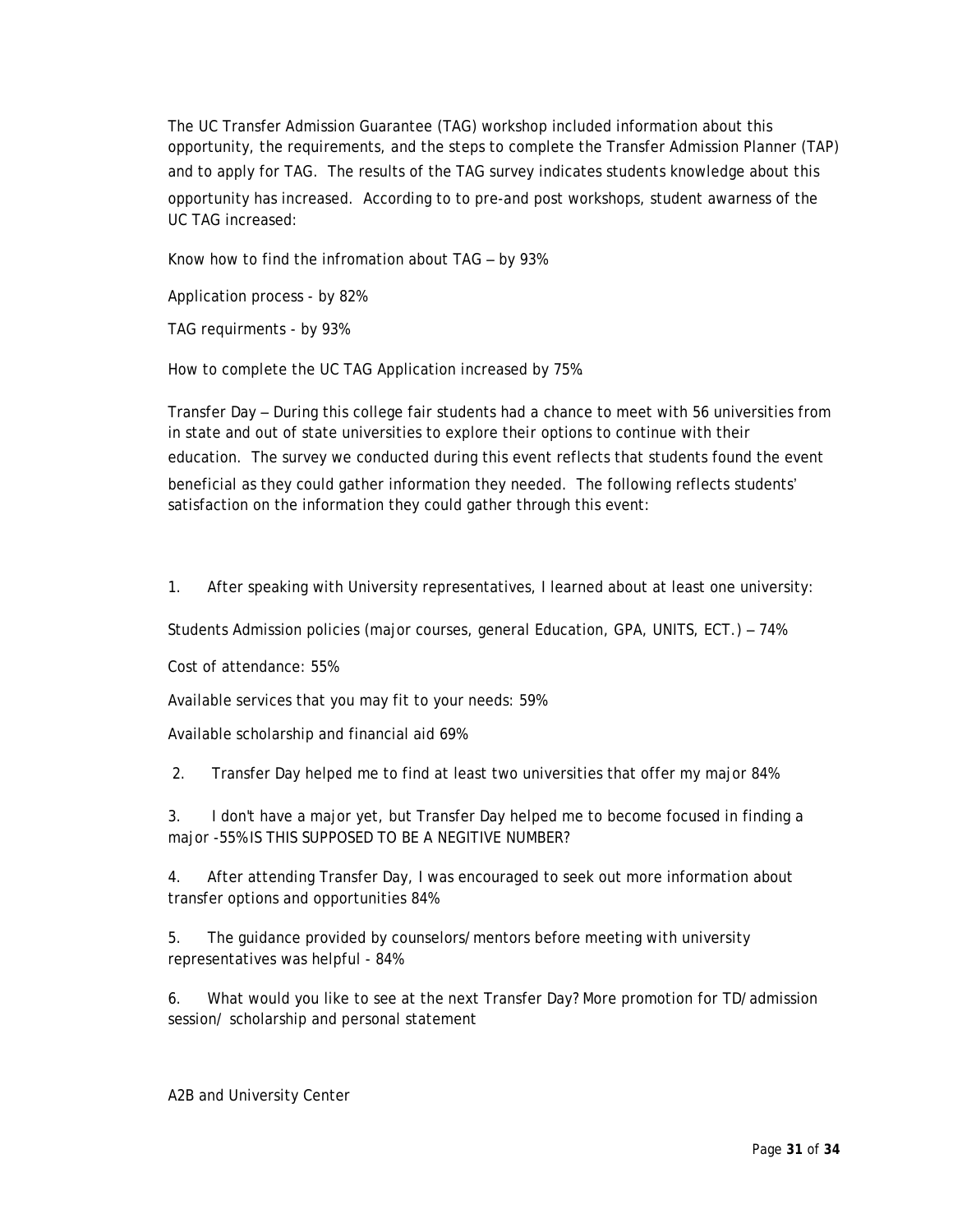The UC Transfer Admission Guarantee (TAG) workshop included information about this opportunity, the requirements, and the steps to complete the Transfer Admission Planner (TAP) and to apply for TAG. The results of the TAG survey indicates students knowledge about this opportunity has increased. According to to pre-and post workshops, student awarness of the UC TAG increased:

Know how to find the infromation about TAG – by 93%

Application process - by 82%

TAG requirments - by 93%

How to complete the UC TAG Application increased by 75%

Transfer Day – During this college fair students had a chance to meet with 56 universities from in state and out of state universities to explore their options to continue with their education. The survey we conducted during this event reflects that students found the event beneficial as they could gather information they needed. The following reflects students' satisfaction on the information they could gather through this event:

1. After speaking with University representatives, I learned about at least one university:

Students Admission policies (major courses, general Education, GPA, UNITS, ECT.) – 74%

Cost of attendance: 55%

Available services that you may fit to your needs: 59%

Available scholarship and financial aid 69%

2. Transfer Day helped me to find at least two universities that offer my major 84%

3. I don't have a major yet, but Transfer Day helped me to become focused in finding a major -55% IS THIS SUPPOSED TO BE A NEGITIVE NUMBER?

4. After attending Transfer Day, I was encouraged to seek out more information about transfer options and opportunities 84%

5. The guidance provided by counselors/mentors before meeting with university representatives was helpful - 84%

6. What would you like to see at the next Transfer Day? More promotion for TD/admission session/ scholarship and personal statement

A2B and University Center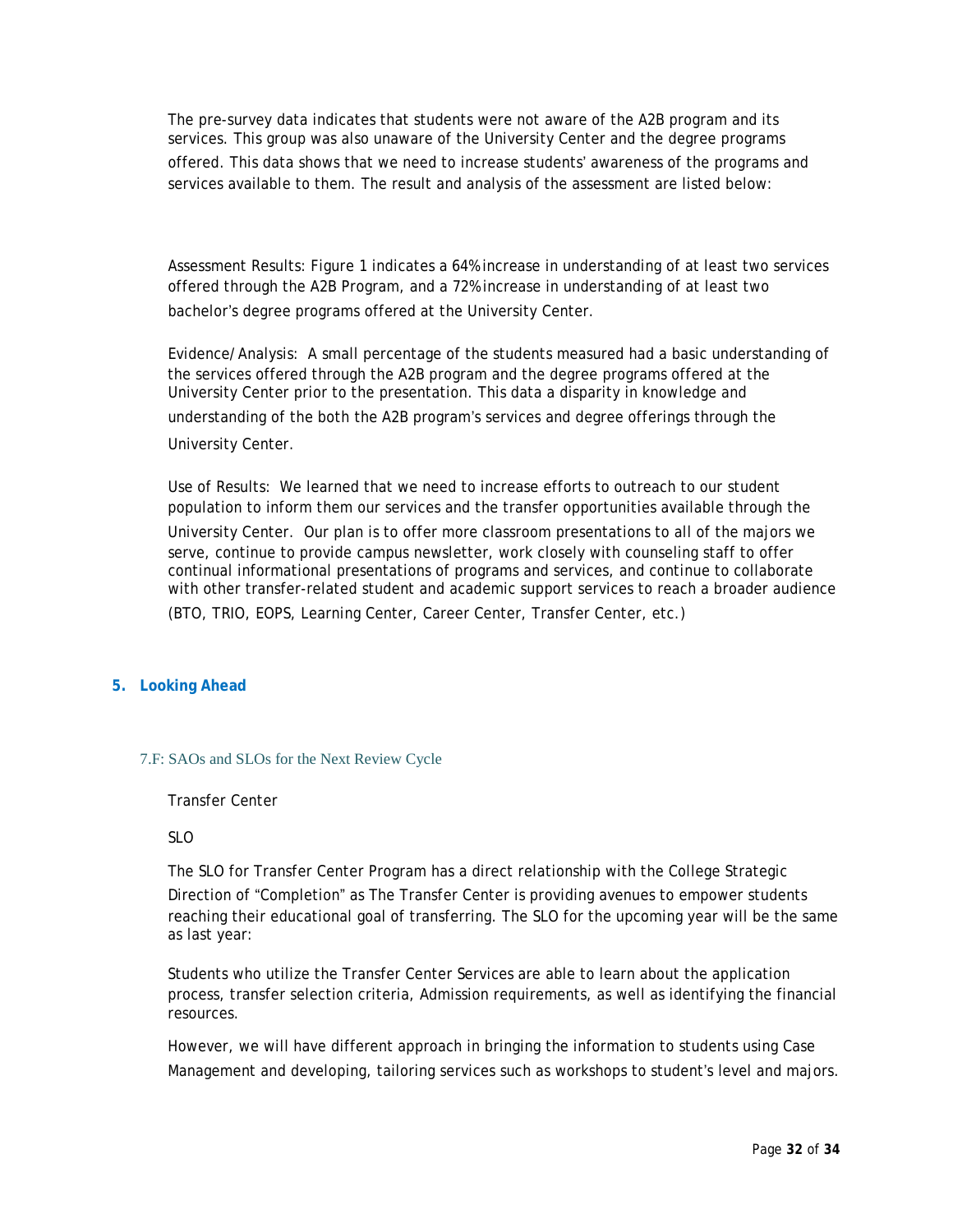The pre-survey data indicates that students were not aware of the A2B program and its services. This group was also unaware of the University Center and the degree programs offered. This data shows that we need to increase students' awareness of the programs and services available to them. The result and analysis of the assessment are listed below:

Assessment Results: Figure 1 indicates a 64% increase in understanding of at least two services offered through the A2B Program, and a 72% increase in understanding of at least two bachelor's degree programs offered at the University Center.

Evidence/Analysis: A small percentage of the students measured had a basic understanding of the services offered through the A2B program and the degree programs offered at the University Center prior to the presentation. This data a disparity in knowledge and understanding of the both the A2B program's services and degree offerings through the University Center.

Use of Results: We learned that we need to increase efforts to outreach to our student population to inform them our services and the transfer opportunities available through the University Center. Our plan is to offer more classroom presentations to all of the majors we serve, continue to provide campus newsletter, work closely with counseling staff to offer continual informational presentations of programs and services, and continue to collaborate with other transfer-related student and academic support services to reach a broader audience (BTO, TRIO, EOPS, Learning Center, Career Center, Transfer Center, etc.)

## 5. Looking Ahead

### 7.F: SAOs and SLOs for the Next Review Cycle

Transfer Center

SLO

The SLO for Transfer Center Program has a direct relationship with the College Strategic Direction of "Completion" as The Transfer Center is providing avenues to empower students reaching their educational goal of transferring. The SLO for the upcoming year will be the same as last year:

Students who utilize the Transfer Center Services are able to learn about the application process, transfer selection criteria, Admission requirements, as well as identifying the financial resources.

However, we will have different approach in bringing the information to students using Case Management and developing, tailoring services such as workshops to student's level and majors.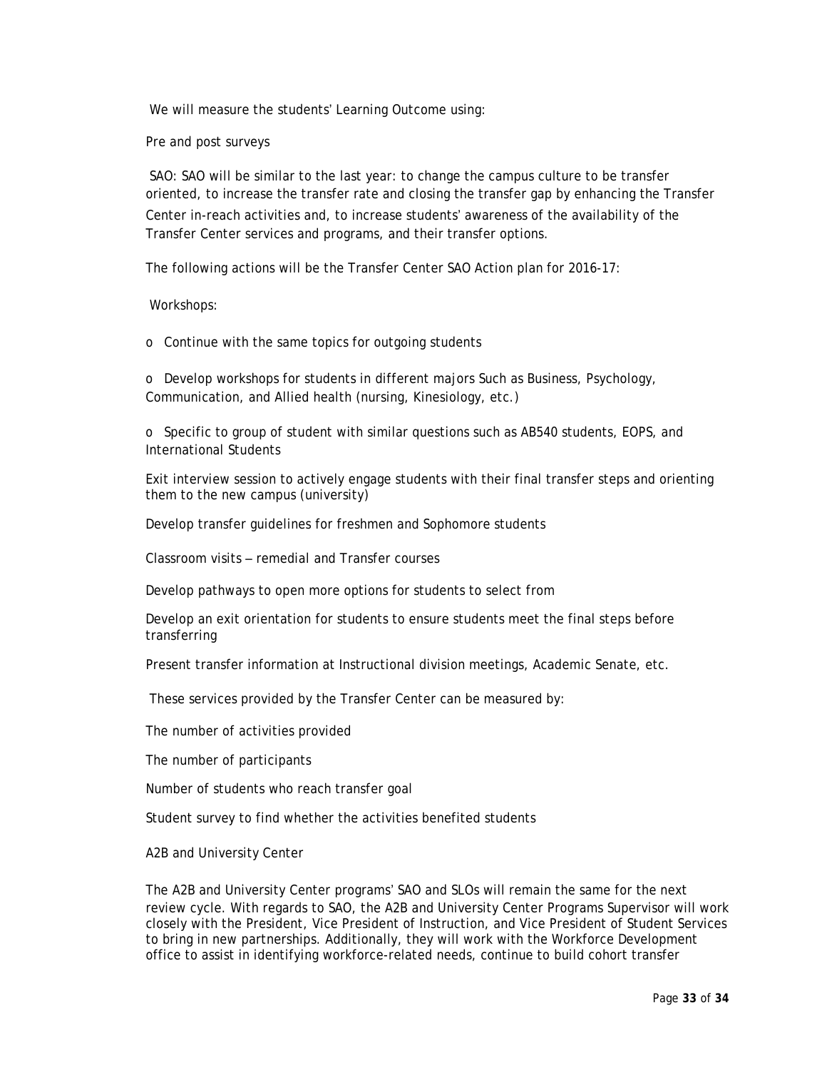We will measure the students' Learning Outcome using:

Pre and post surveys

SAO: SAO will be similar to the last year: to change the campus culture to be transfer oriented, to increase the transfer rate and closing the transfer gap by enhancing the Transfer Center in-reach activities and, to increase students' awareness of the availability of the Transfer Center services and programs, and their transfer options.

The following actions will be the Transfer Center SAO Action plan for 2016-17:

Workshops:

- o Continue with the same topics for outgoing students
- o Develop workshops for students in different majors Such as Business, Psychology, Communication, and Allied health (nursing, Kinesiology, etc.)
- o Specific to group of student with similar questions such as AB540 students, EOPS, and International Students

Exit interview session to actively engage students with their final transfer steps and orienting them to the new campus (university)

Develop transfer guidelines for freshmen and Sophomore students

Classroom visits – remedial and Transfer courses

Develop pathways to open more options for students to select from

Develop an exit orientation for students to ensure students meet the final steps before transferring

Present transfer information at Instructional division meetings, Academic Senate, etc.

These services provided by the Transfer Center can be measured by:

The number of activities provided

The number of participants

Number of students who reach transfer goal

Student survey to find whether the activities benefited students

A2B and University Center

The A2B and University Center programs' SAO and SLOs will remain the same for the next review cycle. With regards to SAO, the A2B and University Center Programs Supervisor will work closely with the President, Vice President of Instruction, and Vice President of Student Services to bring in new partnerships. Additionally, they will work with the Workforce Development office to assist in identifying workforce-related needs, continue to build cohort transfer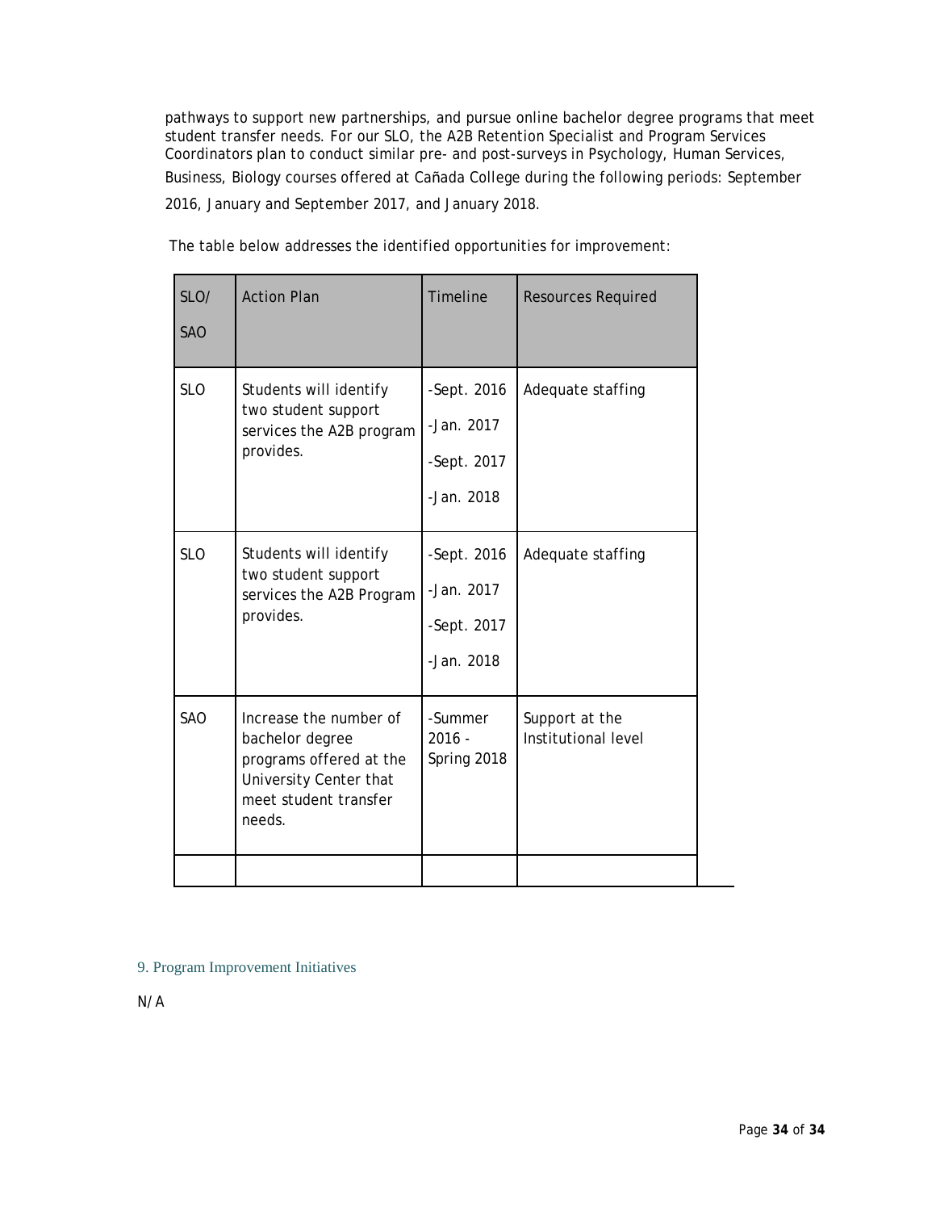pathways to support new partnerships, and pursue online bachelor degree programs that meet student transfer needs. For our SLO, the A2B Retention Specialist and Program Services Coordinators plan to conduct similar pre- and post-surveys in Psychology, Human Services, Business, Biology courses offered at Cañada College during the following periods: September 2016, January and September 2017, and January 2018.

The table below addresses the identified opportunities for improvement:

| SLO/ SAO | Action Plan | Timeline | Resources Required |
|---|---|---|---|
| SLO | Students will identify two student support services the A2B program provides. | -Sept. 2016<br>-Jan. 2017<br>-Sept. 2017<br>-Jan. 2018 | Adequate staffing |
| SLO | Students will identify two student support services the A2B Program provides. | -Sept. 2016<br>-Jan. 2017<br>-Sept. 2017<br>-Jan. 2018 | Adequate staffing |
| SAO | Increase the number of bachelor degree programs offered at the University Center that meet student transfer needs. | -Summer 2016 - Spring 2018 | Support at the Institutional level |
| | | | |

## 9. Program Improvement Initiatives

N/A